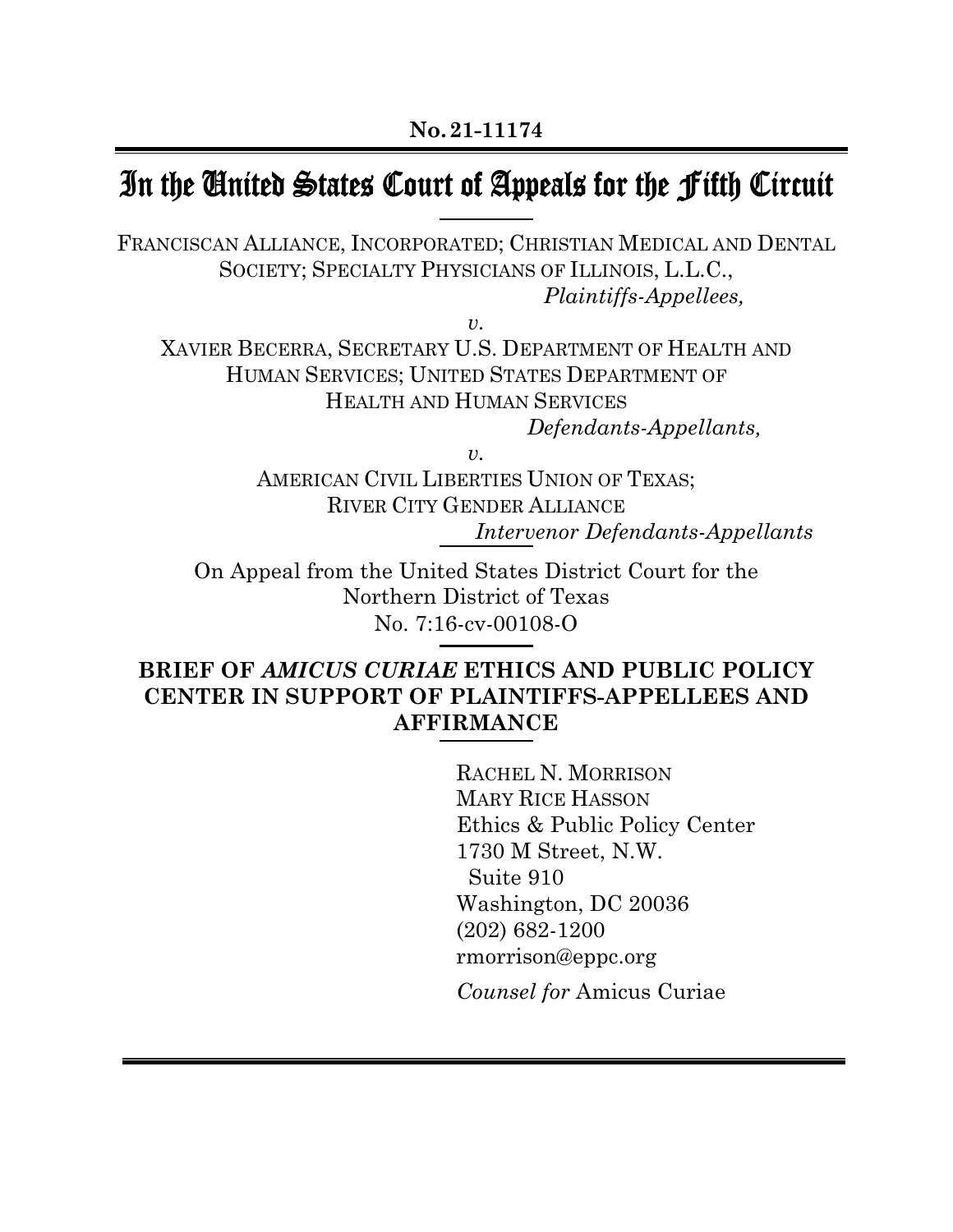**No. 21-11174**

# In the United States Court of Appeals for the Fifth Circuit

FRANCISCAN ALLIANCE, INCORPORATED; CHRISTIAN MEDICAL AND DENTAL SOCIETY; SPECIALTY PHYSICIANS OF ILLINOIS, L.L.C.,

*Plaintiffs-Appellees,*

*v.*

XAVIER BECERRA, SECRETARY U.S. DEPARTMENT OF HEALTH AND HUMAN SERVICES; UNITED STATES DEPARTMENT OF HEALTH AND HUMAN SERVICES

*Defendants-Appellants,*

*v.*

AMERICAN CIVIL LIBERTIES UNION OF TEXAS; RIVER CITY GENDER ALLIANCE

*Intervenor Defendants-Appellants*

On Appeal from the United States District Court for the Northern District of Texas
No. 7:16-cv-00108-O

**BRIEF OF *AMICUS CURIAE* ETHICS AND PUBLIC POLICY CENTER IN SUPPORT OF PLAINTIFFS-APPELLEES AND AFFIRMANCE**

RACHEL N. MORRISON
MARY RICE HASSON
Ethics & Public Policy Center
1730 M Street, N.W.
Suite 910
Washington, DC 20036
(202) 682-1200
rmorrison@eppc.org

*Counsel for* Amicus Curiae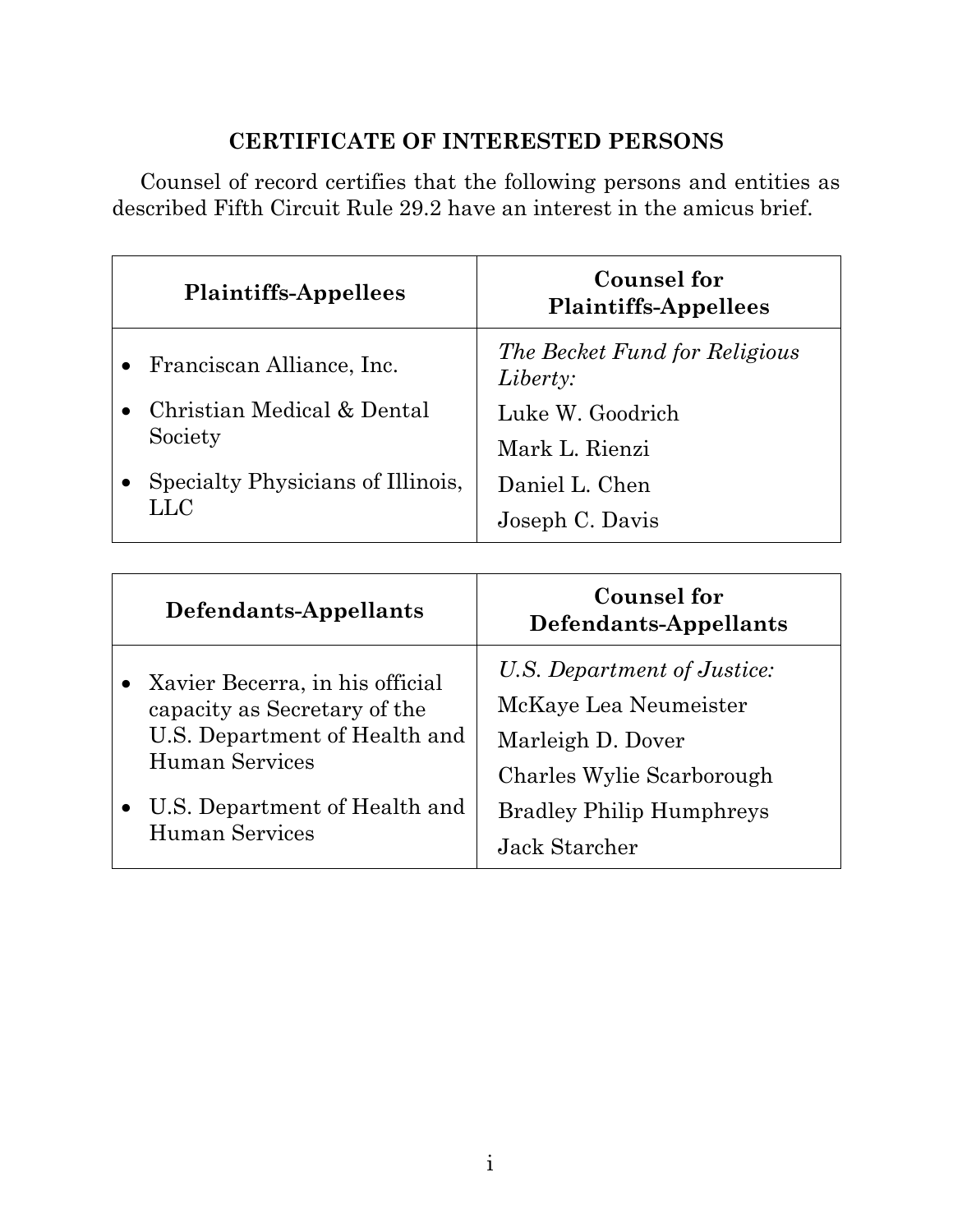## CERTIFICATE OF INTERESTED PERSONS

Counsel of record certifies that the following persons and entities as described Fifth Circuit Rule 29.2 have an interest in the amicus brief.

| **Plaintiffs-Appellees** | **Counsel for Plaintiffs-Appellees** |
|---|---|
| • Franciscan Alliance, Inc.<br>• Christian Medical & Dental Society<br>• Specialty Physicians of Illinois, LLC | *The Becket Fund for Religious Liberty:*<br>Luke W. Goodrich<br>Mark L. Rienzi<br>Daniel L. Chen<br>Joseph C. Davis |

| **Defendants-Appellants** | **Counsel for Defendants-Appellants** |
|---|---|
| • Xavier Becerra, in his official capacity as Secretary of the U.S. Department of Health and Human Services<br>• U.S. Department of Health and Human Services | *U.S. Department of Justice:*<br>McKaye Lea Neumeister<br>Marleigh D. Dover<br>Charles Wylie Scarborough<br>Bradley Philip Humphreys<br>Jack Starcher |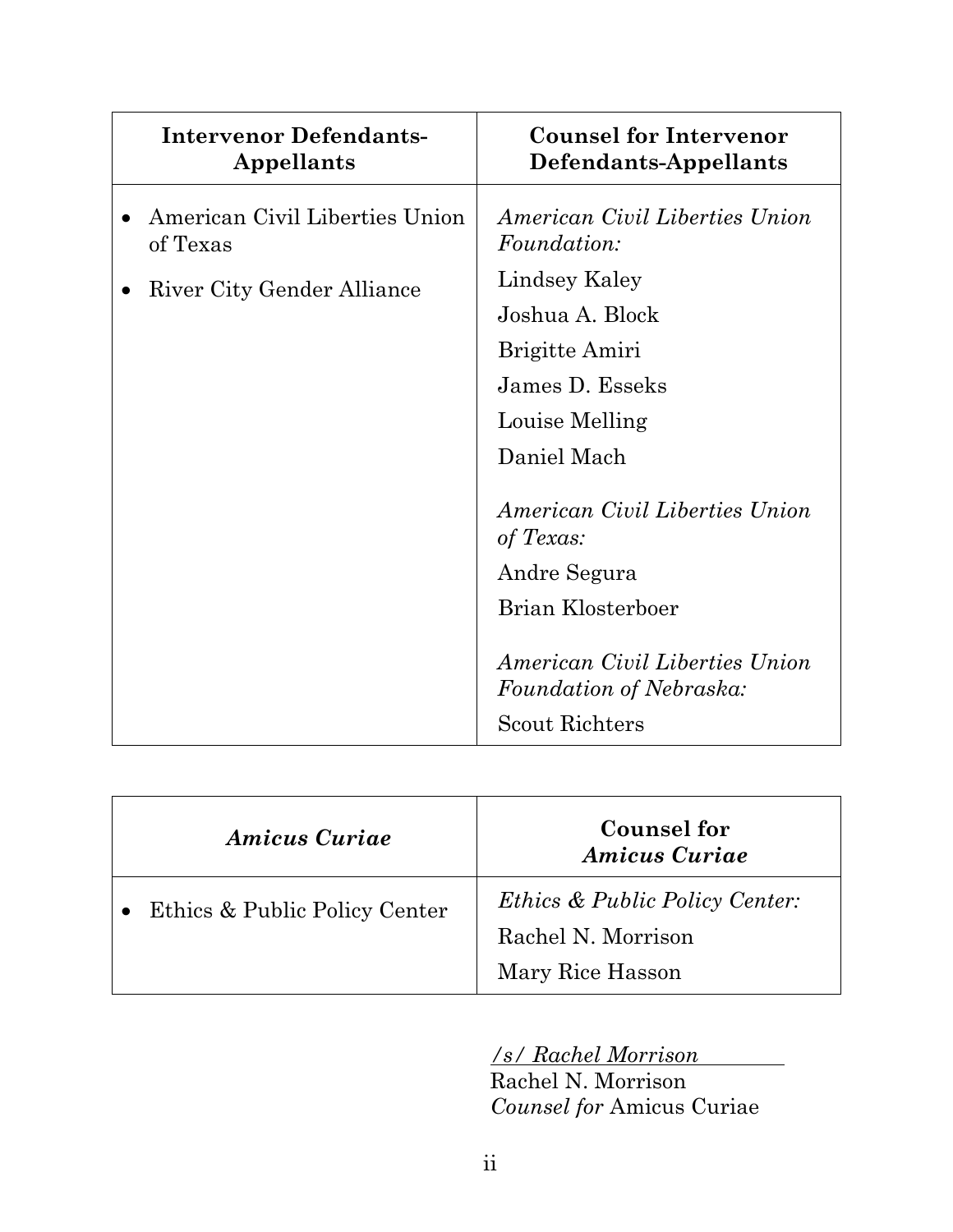| **Intervenor Defendants-Appellants** | **Counsel for Intervenor Defendants-Appellants** |
|---|---|
| • American Civil Liberties Union of Texas<br>• River City Gender Alliance | *American Civil Liberties Union Foundation:*<br>Lindsey Kaley<br>Joshua A. Block<br>Brigitte Amiri<br>James D. Esseks<br>Louise Melling<br>Daniel Mach<br><br>*American Civil Liberties Union of Texas:*<br>Andre Segura<br>Brian Klosterboer<br><br>*American Civil Liberties Union Foundation of Nebraska:*<br>Scout Richters |

| ***Amicus Curiae*** | **Counsel for *Amicus Curiae*** |
|---|---|
| • Ethics & Public Policy Center | *Ethics & Public Policy Center:*<br>Rachel N. Morrison<br>Mary Rice Hasson |

*/s/ Rachel Morrison*
Rachel N. Morrison
*Counsel for* Amicus Curiae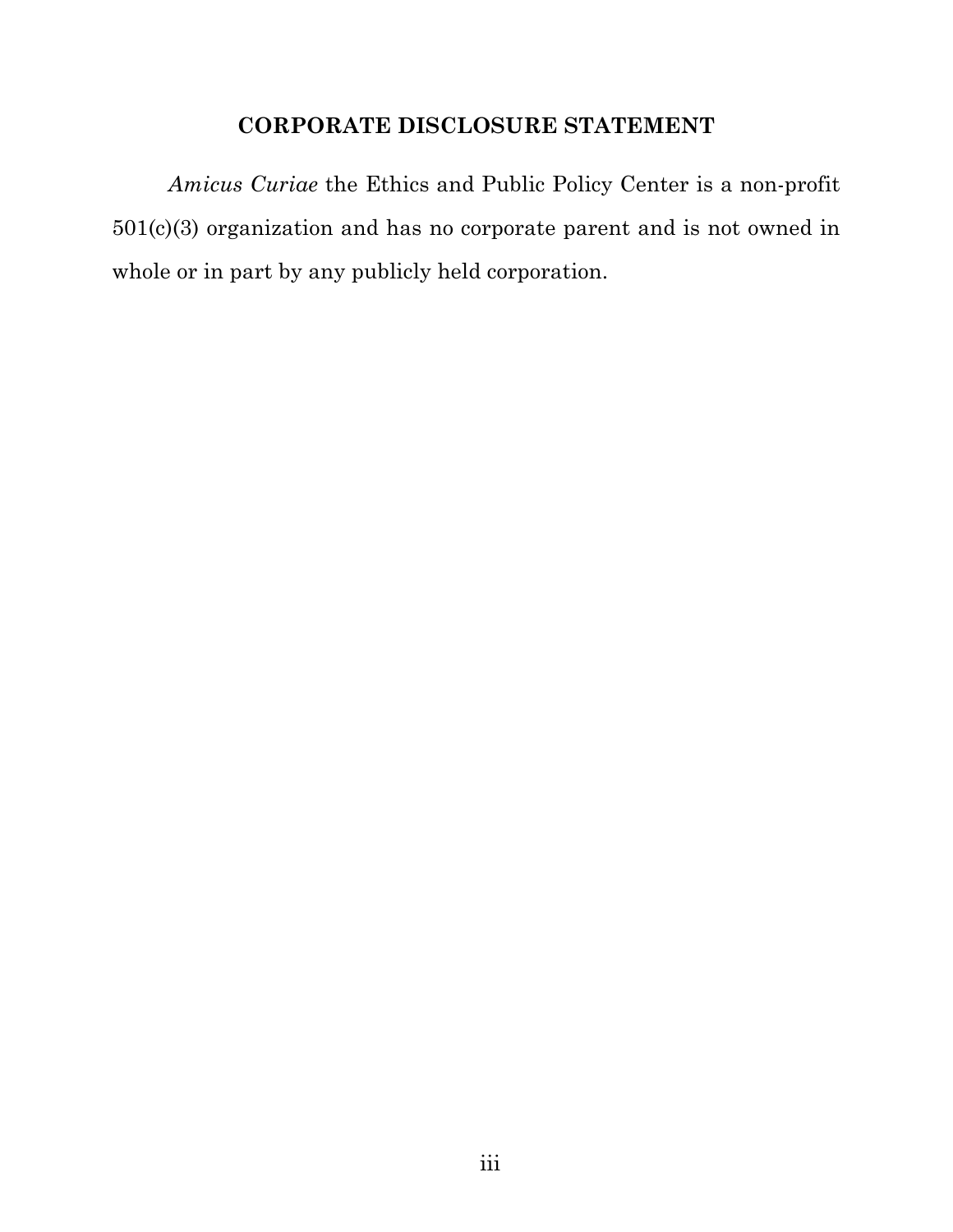## CORPORATE DISCLOSURE STATEMENT

*Amicus Curiae* the Ethics and Public Policy Center is a non-profit 501(c)(3) organization and has no corporate parent and is not owned in whole or in part by any publicly held corporation.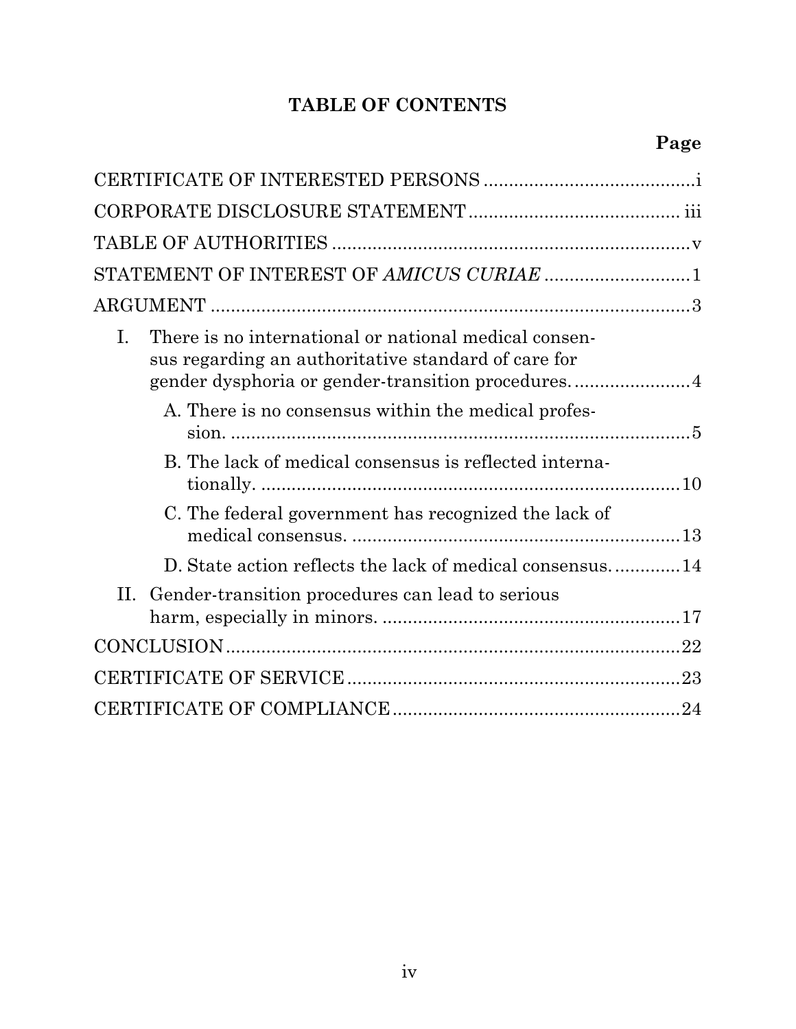# TABLE OF CONTENTS

| | Page |
|---|---|
| CERTIFICATE OF INTERESTED PERSONS | i |
| CORPORATE DISCLOSURE STATEMENT | iii |
| TABLE OF AUTHORITIES | v |
| STATEMENT OF INTEREST OF *AMICUS CURIAE* | 1 |
| ARGUMENT | 3 |
| I. There is no international or national medical consensus regarding an authoritative standard of care for gender dysphoria or gender-transition procedures. | 4 |
| A. There is no consensus within the medical profession. | 5 |
| B. The lack of medical consensus is reflected internationally. | 10 |
| C. The federal government has recognized the lack of medical consensus. | 13 |
| D. State action reflects the lack of medical consensus. | 14 |
| II. Gender-transition procedures can lead to serious harm, especially in minors. | 17 |
| CONCLUSION | 22 |
| CERTIFICATE OF SERVICE | 23 |
| CERTIFICATE OF COMPLIANCE | 24 |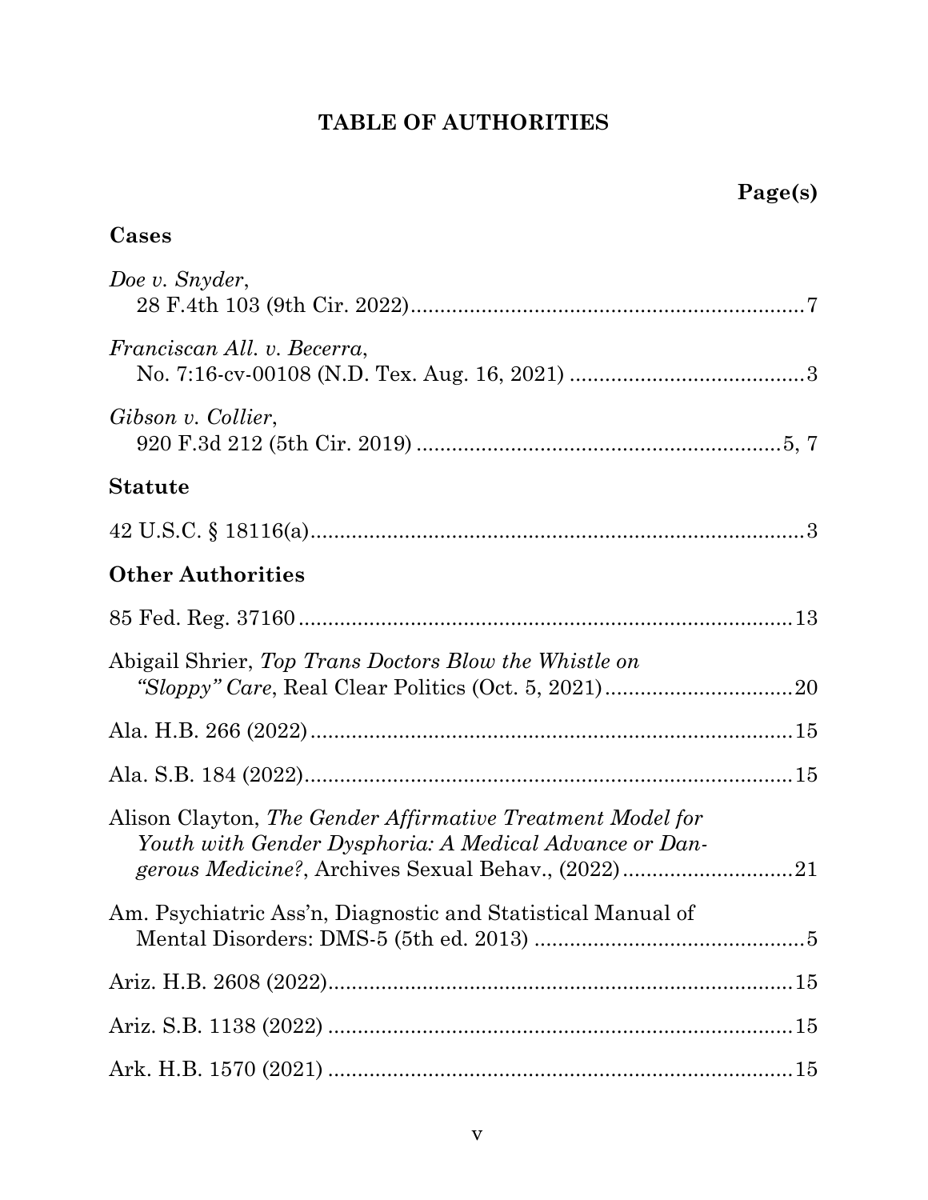# TABLE OF AUTHORITIES

**Page(s)**

## Cases

*Doe v. Snyder*,
28 F.4th 103 (9th Cir. 2022) .................................................................. 7

*Franciscan All. v. Becerra*,
No. 7:16-cv-00108 (N.D. Tex. Aug. 16, 2021) ........................................ 3

*Gibson v. Collier*,
920 F.3d 212 (5th Cir. 2019) ............................................................ 5, 7

## Statute

42 U.S.C. § 18116(a) ..................................................................................... 3

## Other Authorities

85 Fed. Reg. 37160 ...................................................................................... 13

Abigail Shrier, *Top Trans Doctors Blow the Whistle on "Sloppy" Care*, Real Clear Politics (Oct. 5, 2021) ................................ 20

Ala. H.B. 266 (2022) ................................................................................... 15

Ala. S.B. 184 (2022) .................................................................................... 15

Alison Clayton, *The Gender Affirmative Treatment Model for Youth with Gender Dysphoria: A Medical Advance or Dangerous Medicine?*, Archives Sexual Behav., (2022) ............................. 21

Am. Psychiatric Ass'n, Diagnostic and Statistical Manual of Mental Disorders: DMS-5 (5th ed. 2013) ............................................... 5

Ariz. H.B. 2608 (2022) ................................................................................ 15

Ariz. S.B. 1138 (2022) ................................................................................ 15

Ark. H.B. 1570 (2021) ................................................................................ 15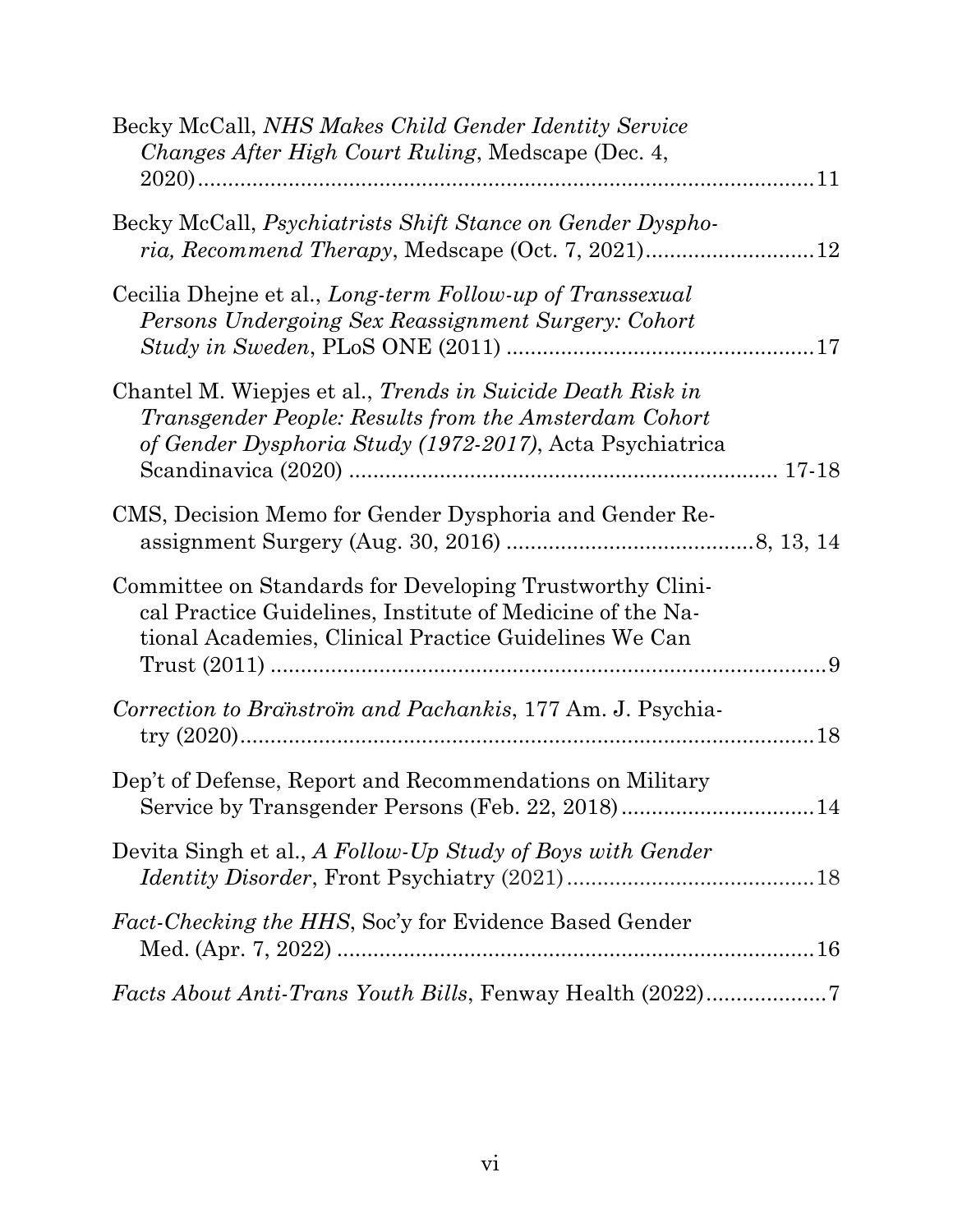Becky McCall, *NHS Makes Child Gender Identity Service Changes After High Court Ruling*, Medscape (Dec. 4, 2020)........................................................................................11

Becky McCall, *Psychiatrists Shift Stance on Gender Dysphoria, Recommend Therapy*, Medscape (Oct. 7, 2021)............................12

Cecilia Dhejne et al., *Long-term Follow-up of Transsexual Persons Undergoing Sex Reassignment Surgery: Cohort Study in Sweden*, PLoS ONE (2011) ..................................................17

Chantel M. Wiepjes et al., *Trends in Suicide Death Risk in Transgender People: Results from the Amsterdam Cohort of Gender Dysphoria Study (1972-2017)*, Acta Psychiatrica Scandinavica (2020) ...................................................................... 17-18

CMS, Decision Memo for Gender Dysphoria and Gender Reassignment Surgery (Aug. 30, 2016) ........................................8, 13, 14

Committee on Standards for Developing Trustworthy Clinical Practice Guidelines, Institute of Medicine of the National Academies, Clinical Practice Guidelines We Can Trust (2011) ............................................................................................9

*Correction to Bränström and Pachankis*, 177 Am. J. Psychiatry (2020)................................................................................................18

Dep't of Defense, Report and Recommendations on Military Service by Transgender Persons (Feb. 22, 2018)................................14

Devita Singh et al., *A Follow-Up Study of Boys with Gender Identity Disorder*, Front Psychiatry (2021).........................................18

*Fact-Checking the HHS*, Soc'y for Evidence Based Gender Med. (Apr. 7, 2022) ................................................................................16

*Facts About Anti-Trans Youth Bills*, Fenway Health (2022)....................7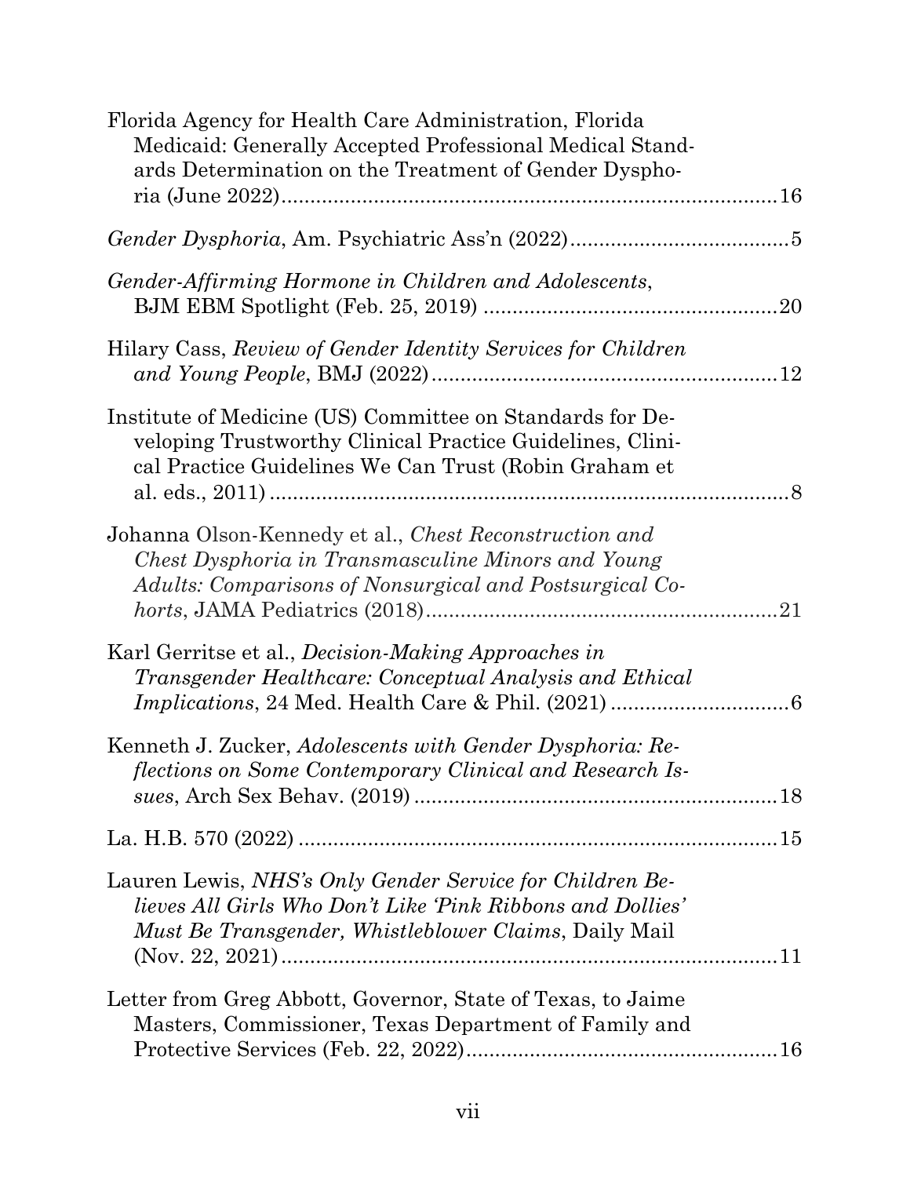Florida Agency for Health Care Administration, Florida Medicaid: Generally Accepted Professional Medical Standards Determination on the Treatment of Gender Dysphoria (June 2022).....16

*Gender Dysphoria*, Am. Psychiatric Ass'n (2022).....5

*Gender-Affirming Hormone in Children and Adolescents*, BJM EBM Spotlight (Feb. 25, 2019).....20

Hilary Cass, *Review of Gender Identity Services for Children and Young People*, BMJ (2022).....12

Institute of Medicine (US) Committee on Standards for Developing Trustworthy Clinical Practice Guidelines, Clinical Practice Guidelines We Can Trust (Robin Graham et al. eds., 2011).....8

Johanna Olson-Kennedy et al., *Chest Reconstruction and Chest Dysphoria in Transmasculine Minors and Young Adults: Comparisons of Nonsurgical and Postsurgical Cohorts*, JAMA Pediatrics (2018).....21

Karl Gerritse et al., *Decision-Making Approaches in Transgender Healthcare: Conceptual Analysis and Ethical Implications*, 24 Med. Health Care & Phil. (2021).....6

Kenneth J. Zucker, *Adolescents with Gender Dysphoria: Reflections on Some Contemporary Clinical and Research Issues*, Arch Sex Behav. (2019).....18

La. H.B. 570 (2022).....15

Lauren Lewis, *NHS's Only Gender Service for Children Believes All Girls Who Don't Like 'Pink Ribbons and Dollies' Must Be Transgender, Whistleblower Claims*, Daily Mail (Nov. 22, 2021).....11

Letter from Greg Abbott, Governor, State of Texas, to Jaime Masters, Commissioner, Texas Department of Family and Protective Services (Feb. 22, 2022).....16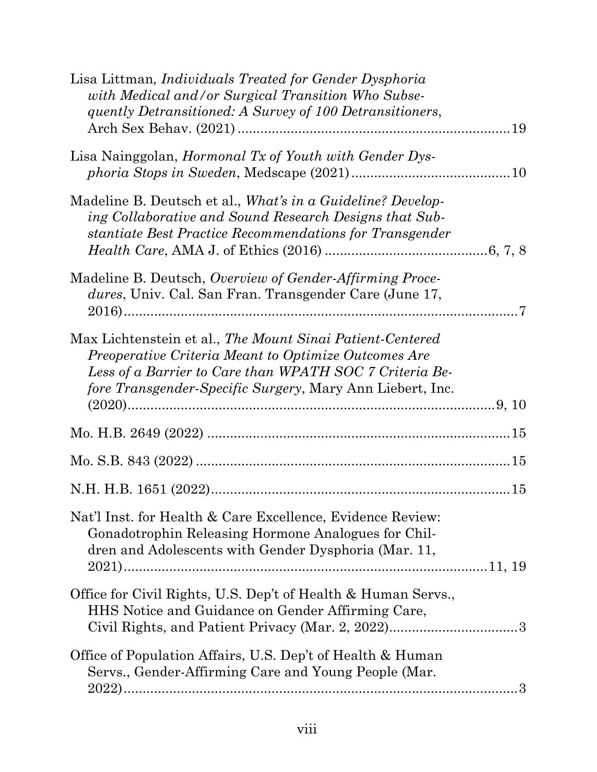Lisa Littman, *Individuals Treated for Gender Dysphoria with Medical and/or Surgical Transition Who Subsequently Detransitioned: A Survey of 100 Detransitioners*, Arch Sex Behav. (2021) ........................................................................ 19

Lisa Nainggolan, *Hormonal Tx of Youth with Gender Dysphoria Stops in Sweden*, Medscape (2021) .......................................... 10

Madeline B. Deutsch et al., *What's in a Guideline? Developing Collaborative and Sound Research Designs that Substantiate Best Practice Recommendations for Transgender Health Care*, AMA J. of Ethics (2016) .......................................... 6, 7, 8

Madeline B. Deutsch, *Overview of Gender-Affirming Procedures*, Univ. Cal. San Fran. Transgender Care (June 17, 2016) ........................................................................................ 7

Max Lichtenstein et al., *The Mount Sinai Patient-Centered Preoperative Criteria Meant to Optimize Outcomes Are Less of a Barrier to Care than WPATH SOC 7 Criteria Before Transgender-Specific Surgery*, Mary Ann Liebert, Inc. (2020) ........................................................................................ 9, 10

Mo. H.B. 2649 (2022) ................................................................................ 15

Mo. S.B. 843 (2022) ................................................................................... 15

N.H. H.B. 1651 (2022) ................................................................................ 15

Nat'l Inst. for Health & Care Excellence, Evidence Review: Gonadotrophin Releasing Hormone Analogues for Children and Adolescents with Gender Dysphoria (Mar. 11, 2021) ........................................................................................ 11, 19

Office for Civil Rights, U.S. Dep't of Health & Human Servs., HHS Notice and Guidance on Gender Affirming Care, Civil Rights, and Patient Privacy (Mar. 2, 2022) .................................. 3

Office of Population Affairs, U.S. Dep't of Health & Human Servs., Gender-Affirming Care and Young People (Mar. 2022) ........................................................................................ 3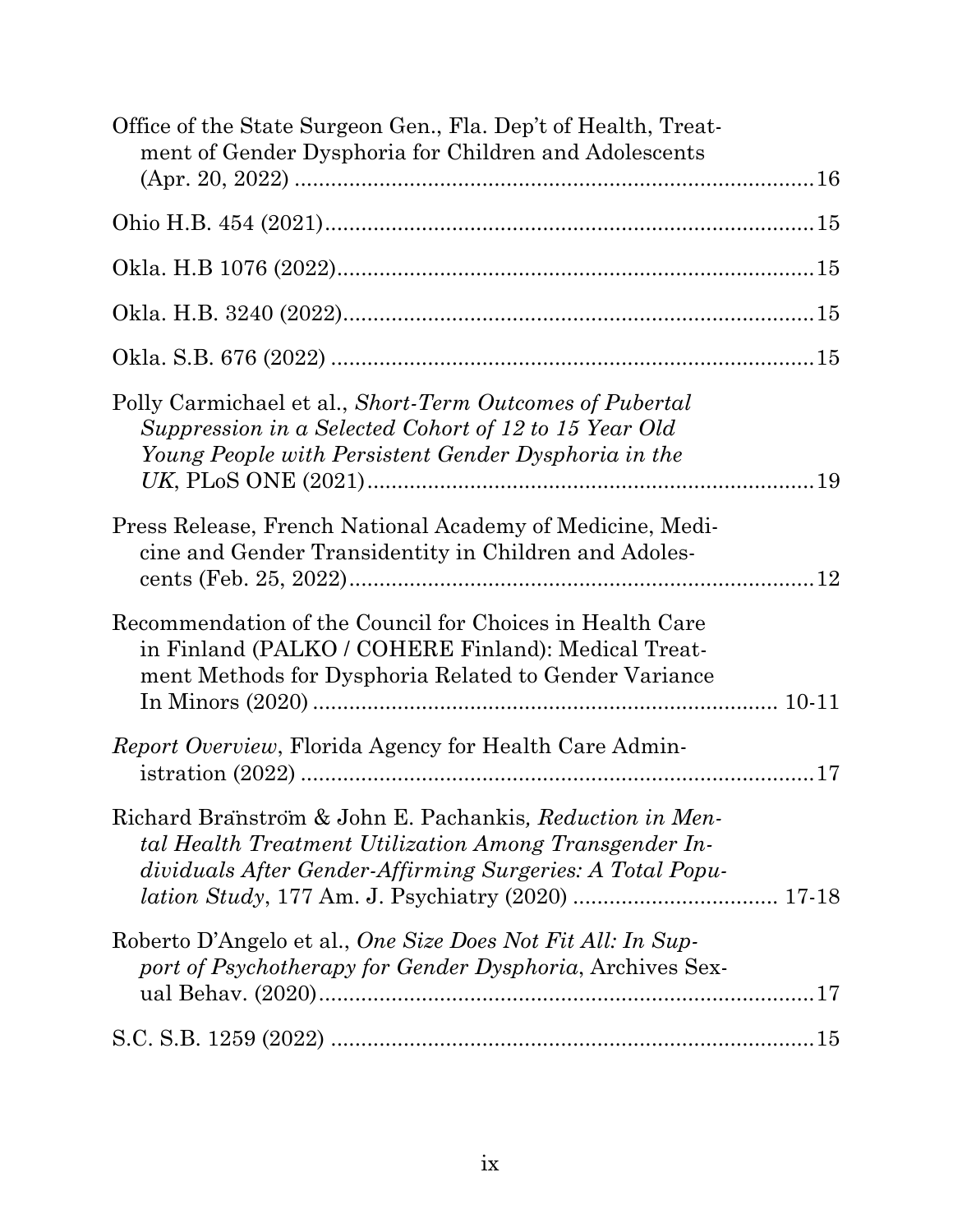Office of the State Surgeon Gen., Fla. Dep't of Health, Treatment of Gender Dysphoria for Children and Adolescents (Apr. 20, 2022) ........................................................................16

Ohio H.B. 454 (2021)........................................................................15

Okla. H.B 1076 (2022)........................................................................15

Okla. H.B. 3240 (2022)........................................................................15

Okla. S.B. 676 (2022) ........................................................................15

Polly Carmichael et al., *Short-Term Outcomes of Pubertal Suppression in a Selected Cohort of 12 to 15 Year Old Young People with Persistent Gender Dysphoria in the UK*, PLoS ONE (2021)........................................................................19

Press Release, French National Academy of Medicine, Medicine and Gender Transidentity in Children and Adolescents (Feb. 25, 2022)........................................................................12

Recommendation of the Council for Choices in Health Care in Finland (PALKO / COHERE Finland): Medical Treatment Methods for Dysphoria Related to Gender Variance In Minors (2020) ........................................................................ 10-11

*Report Overview*, Florida Agency for Health Care Administration (2022) ........................................................................17

Richard Bränström & John E. Pachankis, *Reduction in Mental Health Treatment Utilization Among Transgender Individuals After Gender-Affirming Surgeries: A Total Population Study*, 177 Am. J. Psychiatry (2020) ................................. 17-18

Roberto D'Angelo et al., *One Size Does Not Fit All: In Support of Psychotherapy for Gender Dysphoria*, Archives Sexual Behav. (2020)........................................................................17

S.C. S.B. 1259 (2022) ........................................................................15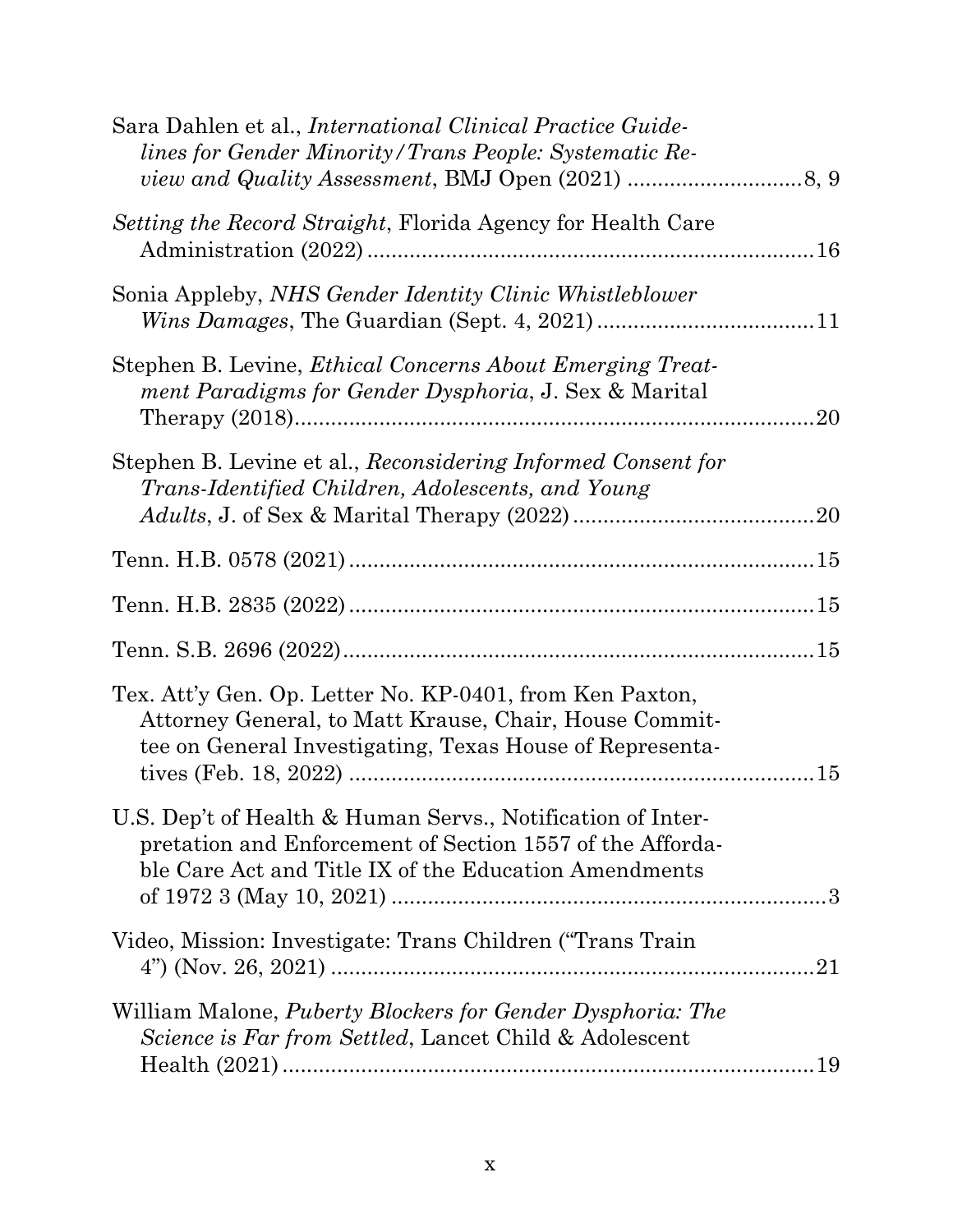Sara Dahlen et al., *International Clinical Practice Guidelines for Gender Minority/Trans People: Systematic Review and Quality Assessment*, BMJ Open (2021) ............................8, 9

*Setting the Record Straight*, Florida Agency for Health Care Administration (2022) ..........................................................................16

Sonia Appleby, *NHS Gender Identity Clinic Whistleblower Wins Damages*, The Guardian (Sept. 4, 2021) ....................................11

Stephen B. Levine, *Ethical Concerns About Emerging Treatment Paradigms for Gender Dysphoria*, J. Sex & Marital Therapy (2018)......................................................................................20

Stephen B. Levine et al., *Reconsidering Informed Consent for Trans-Identified Children, Adolescents, and Young Adults*, J. of Sex & Marital Therapy (2022)........................................20

Tenn. H.B. 0578 (2021).............................................................................15

Tenn. H.B. 2835 (2022).............................................................................15

Tenn. S.B. 2696 (2022)..............................................................................15

Tex. Att'y Gen. Op. Letter No. KP-0401, from Ken Paxton, Attorney General, to Matt Krause, Chair, House Committee on General Investigating, Texas House of Representatives (Feb. 18, 2022) .............................................................................15

U.S. Dep't of Health & Human Servs., Notification of Interpretation and Enforcement of Section 1557 of the Affordable Care Act and Title IX of the Education Amendments of 1972 3 (May 10, 2021) .......................................................................3

Video, Mission: Investigate: Trans Children ("Trans Train 4") (Nov. 26, 2021) ................................................................................21

William Malone, *Puberty Blockers for Gender Dysphoria: The Science is Far from Settled*, Lancet Child & Adolescent Health (2021)........................................................................................19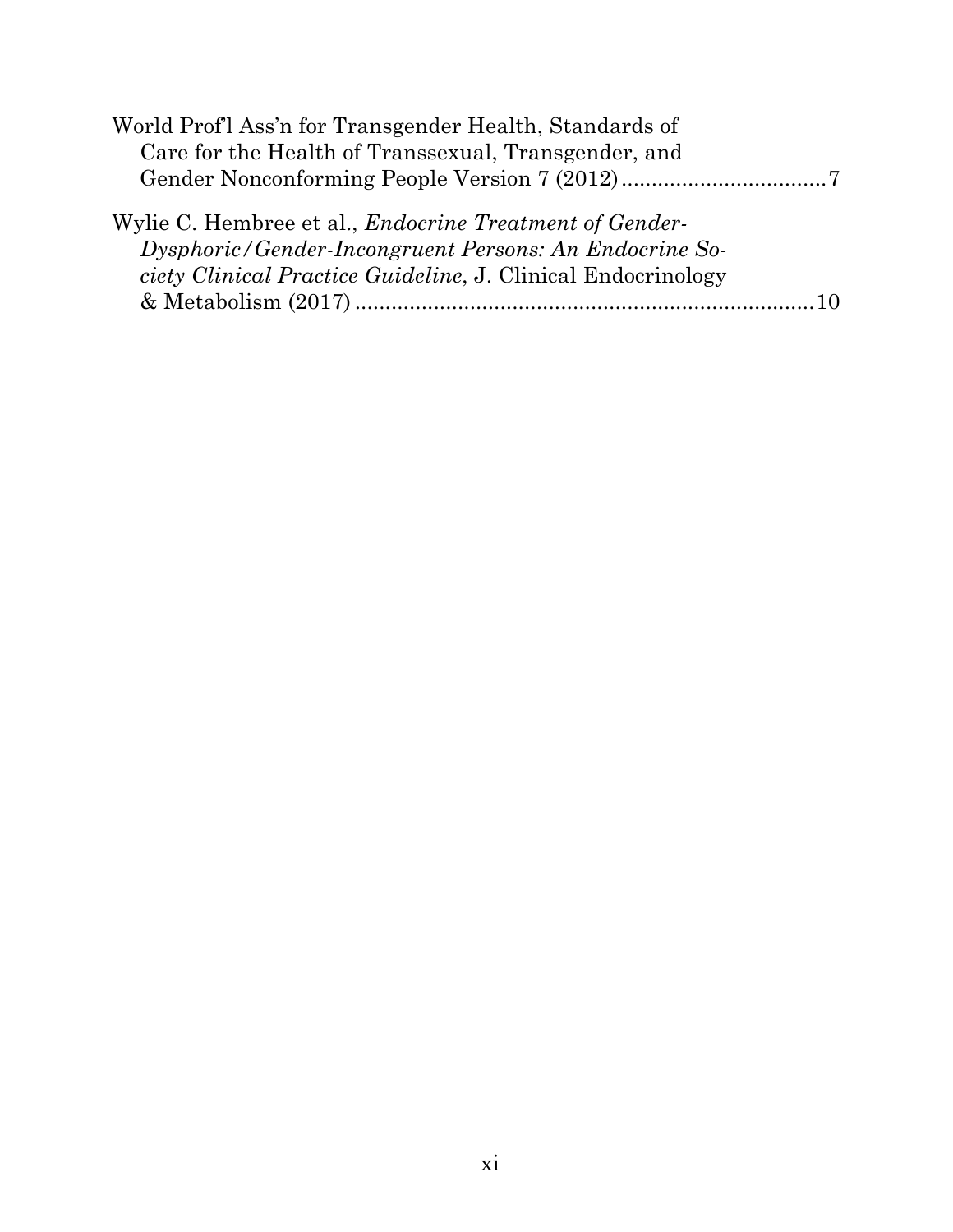World Prof'l Ass'n for Transgender Health, Standards of Care for the Health of Transsexual, Transgender, and Gender Nonconforming People Version 7 (2012) .................................. 7

Wylie C. Hembree et al., *Endocrine Treatment of Gender-Dysphoric/Gender-Incongruent Persons: An Endocrine Society Clinical Practice Guideline*, J. Clinical Endocrinology & Metabolism (2017) .......................................................................... 10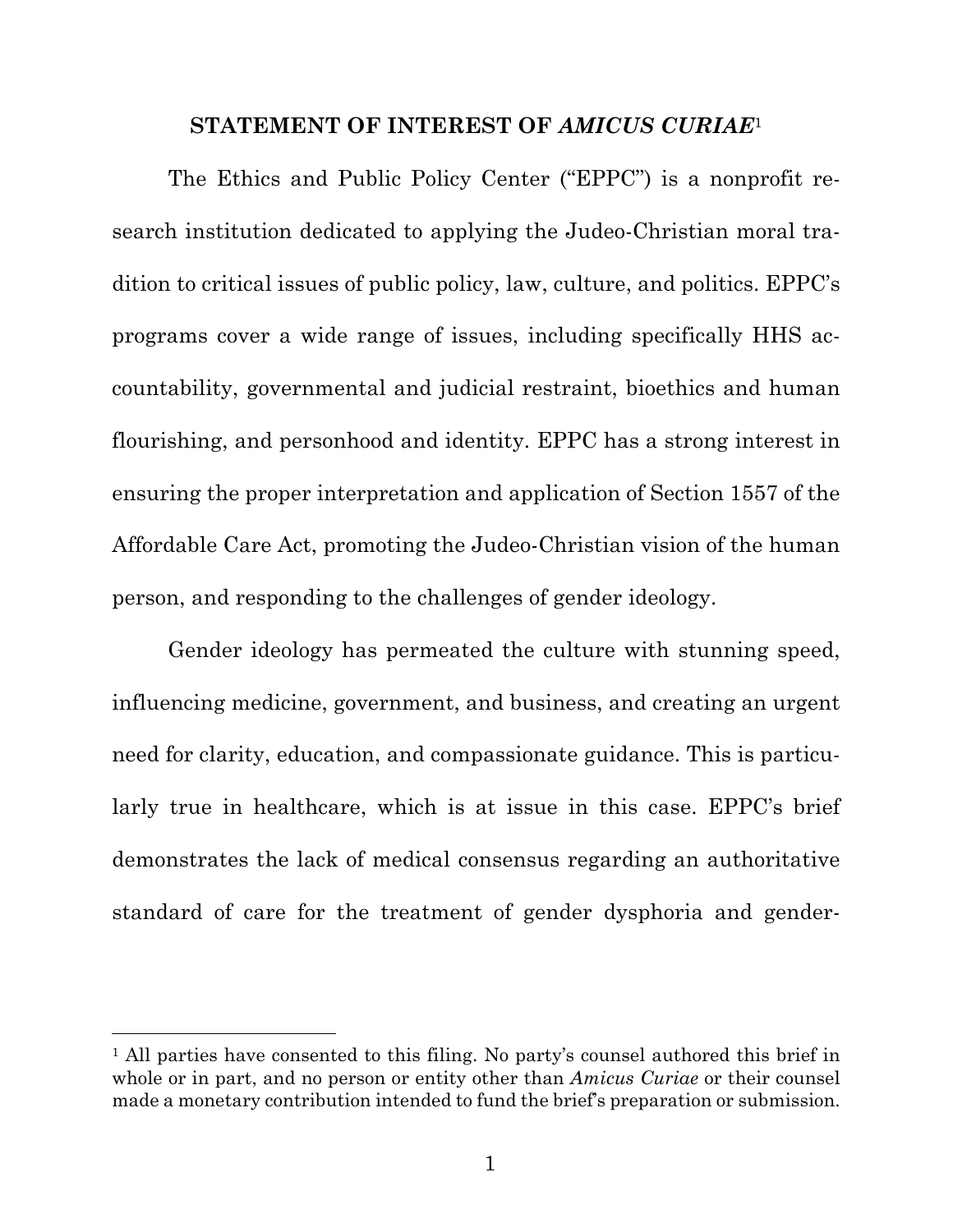## STATEMENT OF INTEREST OF *AMICUS CURIAE*[1]

The Ethics and Public Policy Center ("EPPC") is a nonprofit research institution dedicated to applying the Judeo-Christian moral tradition to critical issues of public policy, law, culture, and politics. EPPC's programs cover a wide range of issues, including specifically HHS accountability, governmental and judicial restraint, bioethics and human flourishing, and personhood and identity. EPPC has a strong interest in ensuring the proper interpretation and application of Section 1557 of the Affordable Care Act, promoting the Judeo-Christian vision of the human person, and responding to the challenges of gender ideology.

Gender ideology has permeated the culture with stunning speed, influencing medicine, government, and business, and creating an urgent need for clarity, education, and compassionate guidance. This is particularly true in healthcare, which is at issue in this case. EPPC's brief demonstrates the lack of medical consensus regarding an authoritative standard of care for the treatment of gender dysphoria and gender-

---

[1] All parties have consented to this filing. No party's counsel authored this brief in whole or in part, and no person or entity other than *Amicus Curiae* or their counsel made a monetary contribution intended to fund the brief's preparation or submission.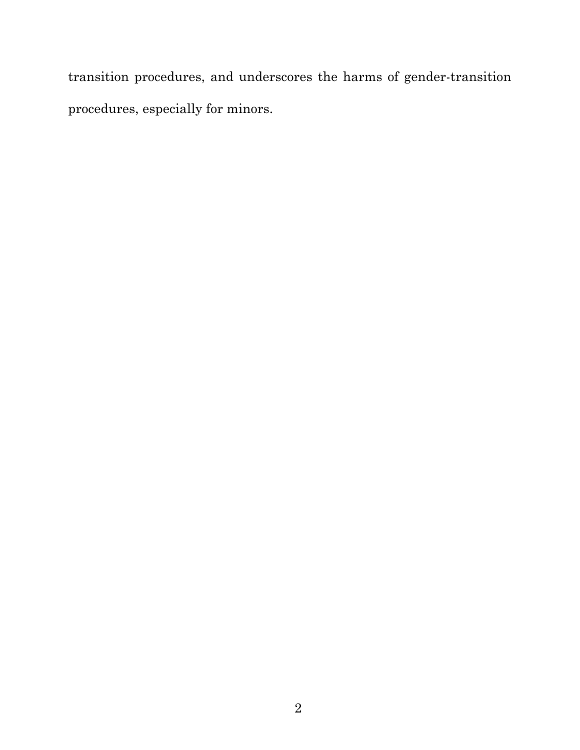transition procedures, and underscores the harms of gender-transition procedures, especially for minors.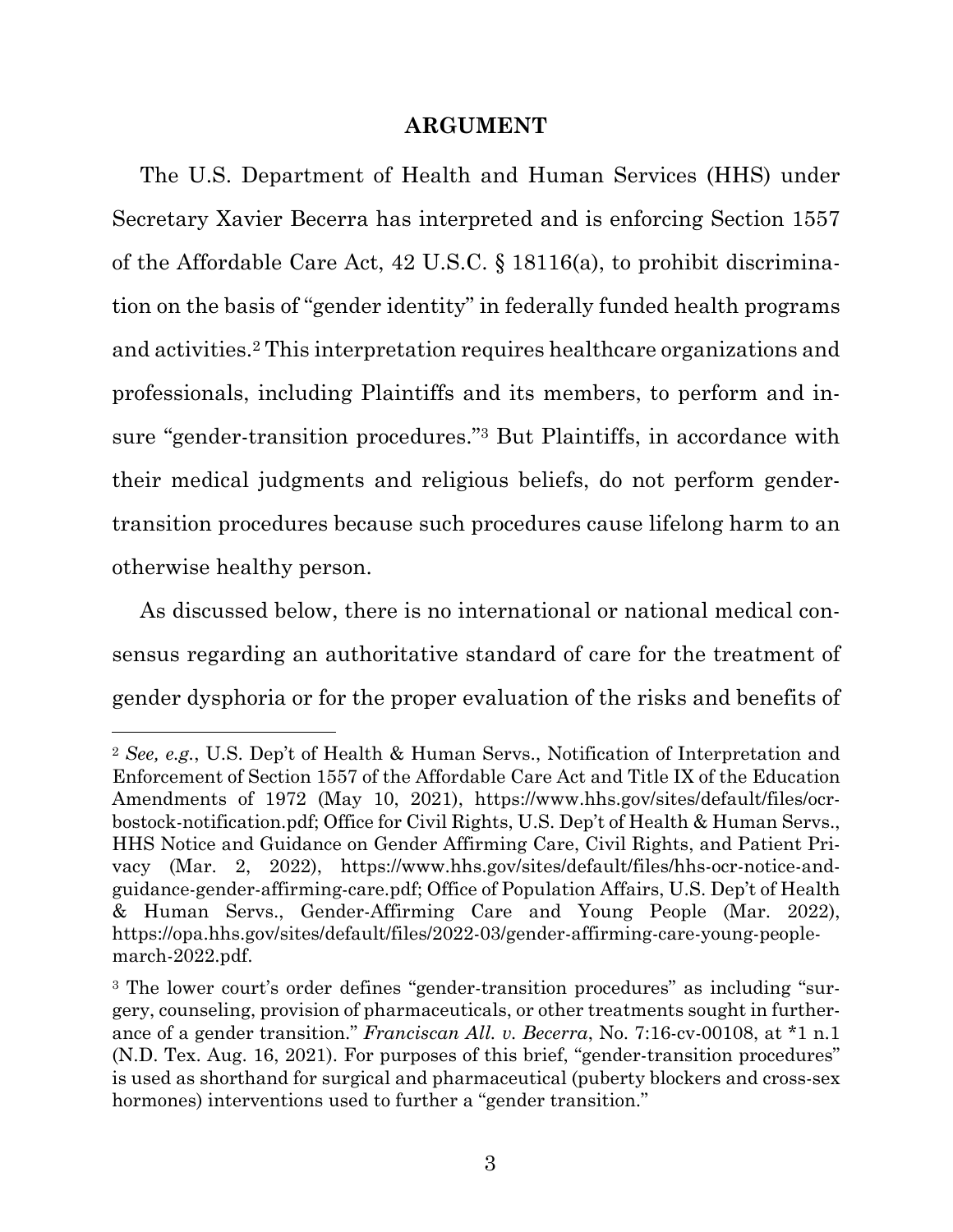## ARGUMENT

The U.S. Department of Health and Human Services (HHS) under Secretary Xavier Becerra has interpreted and is enforcing Section 1557 of the Affordable Care Act, 42 U.S.C. § 18116(a), to prohibit discrimination on the basis of "gender identity" in federally funded health programs and activities.[2] This interpretation requires healthcare organizations and professionals, including Plaintiffs and its members, to perform and insure "gender-transition procedures."[3] But Plaintiffs, in accordance with their medical judgments and religious beliefs, do not perform gender-transition procedures because such procedures cause lifelong harm to an otherwise healthy person.

As discussed below, there is no international or national medical consensus regarding an authoritative standard of care for the treatment of gender dysphoria or for the proper evaluation of the risks and benefits of

---

[2] *See, e.g.*, U.S. Dep't of Health & Human Servs., Notification of Interpretation and Enforcement of Section 1557 of the Affordable Care Act and Title IX of the Education Amendments of 1972 (May 10, 2021), https://www.hhs.gov/sites/default/files/ocr-bostock-notification.pdf; Office for Civil Rights, U.S. Dep't of Health & Human Servs., HHS Notice and Guidance on Gender Affirming Care, Civil Rights, and Patient Privacy (Mar. 2, 2022), https://www.hhs.gov/sites/default/files/hhs-ocr-notice-and-guidance-gender-affirming-care.pdf; Office of Population Affairs, U.S. Dep't of Health & Human Servs., Gender-Affirming Care and Young People (Mar. 2022), https://opa.hhs.gov/sites/default/files/2022-03/gender-affirming-care-young-people-march-2022.pdf.

[3] The lower court's order defines "gender-transition procedures" as including "surgery, counseling, provision of pharmaceuticals, or other treatments sought in furtherance of a gender transition." *Franciscan All. v. Becerra*, No. 7:16-cv-00108, at *1 n.1 (N.D. Tex. Aug. 16, 2021). For purposes of this brief, "gender-transition procedures" is used as shorthand for surgical and pharmaceutical (puberty blockers and cross-sex hormones) interventions used to further a "gender transition."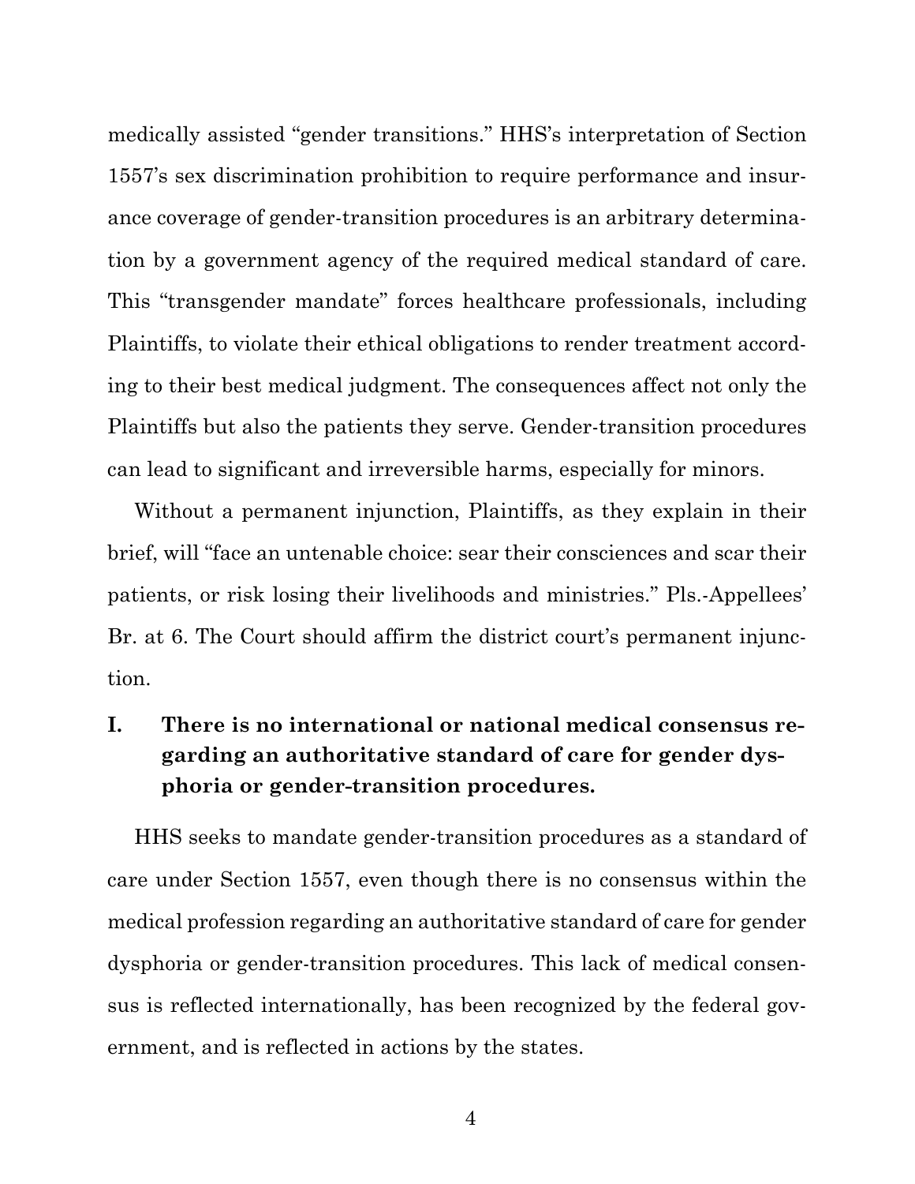medically assisted "gender transitions." HHS's interpretation of Section 1557's sex discrimination prohibition to require performance and insurance coverage of gender-transition procedures is an arbitrary determination by a government agency of the required medical standard of care. This "transgender mandate" forces healthcare professionals, including Plaintiffs, to violate their ethical obligations to render treatment according to their best medical judgment. The consequences affect not only the Plaintiffs but also the patients they serve. Gender-transition procedures can lead to significant and irreversible harms, especially for minors.

Without a permanent injunction, Plaintiffs, as they explain in their brief, will "face an untenable choice: sear their consciences and scar their patients, or risk losing their livelihoods and ministries." Pls.-Appellees' Br. at 6. The Court should affirm the district court's permanent injunction.

## I. There is no international or national medical consensus regarding an authoritative standard of care for gender dysphoria or gender-transition procedures.

HHS seeks to mandate gender-transition procedures as a standard of care under Section 1557, even though there is no consensus within the medical profession regarding an authoritative standard of care for gender dysphoria or gender-transition procedures. This lack of medical consensus is reflected internationally, has been recognized by the federal government, and is reflected in actions by the states.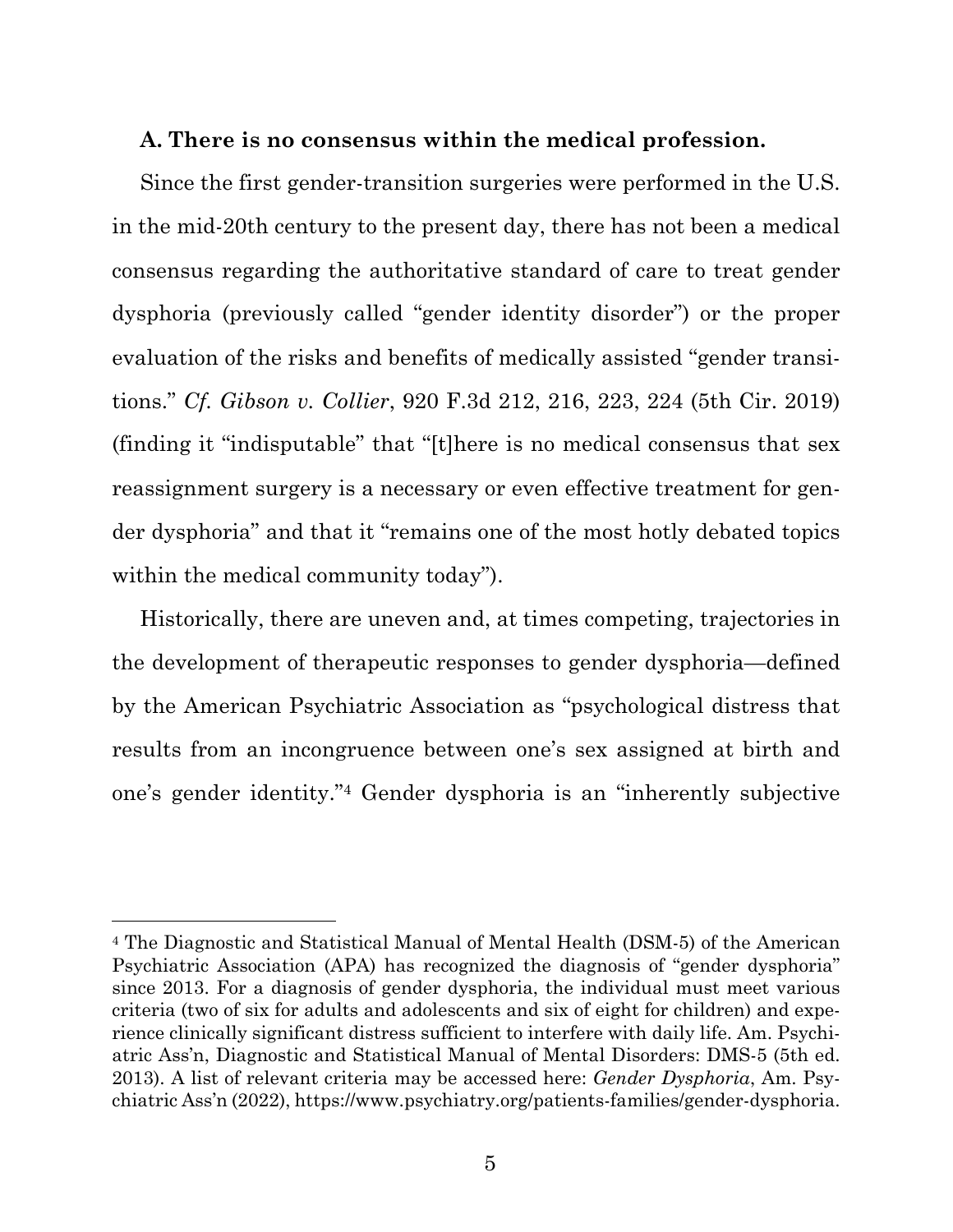### A. There is no consensus within the medical profession.

Since the first gender-transition surgeries were performed in the U.S. in the mid-20th century to the present day, there has not been a medical consensus regarding the authoritative standard of care to treat gender dysphoria (previously called "gender identity disorder") or the proper evaluation of the risks and benefits of medically assisted "gender transitions." *Cf. Gibson v. Collier*, 920 F.3d 212, 216, 223, 224 (5th Cir. 2019) (finding it "indisputable" that "[t]here is no medical consensus that sex reassignment surgery is a necessary or even effective treatment for gender dysphoria" and that it "remains one of the most hotly debated topics within the medical community today").

Historically, there are uneven and, at times competing, trajectories in the development of therapeutic responses to gender dysphoria—defined by the American Psychiatric Association as "psychological distress that results from an incongruence between one's sex assigned at birth and one's gender identity."[4] Gender dysphoria is an "inherently subjective

---

[4] The Diagnostic and Statistical Manual of Mental Health (DSM-5) of the American Psychiatric Association (APA) has recognized the diagnosis of "gender dysphoria" since 2013. For a diagnosis of gender dysphoria, the individual must meet various criteria (two of six for adults and adolescents and six of eight for children) and experience clinically significant distress sufficient to interfere with daily life. Am. Psychiatric Ass'n, Diagnostic and Statistical Manual of Mental Disorders: DMS-5 (5th ed. 2013). A list of relevant criteria may be accessed here: *Gender Dysphoria*, Am. Psychiatric Ass'n (2022), https://www.psychiatry.org/patients-families/gender-dysphoria.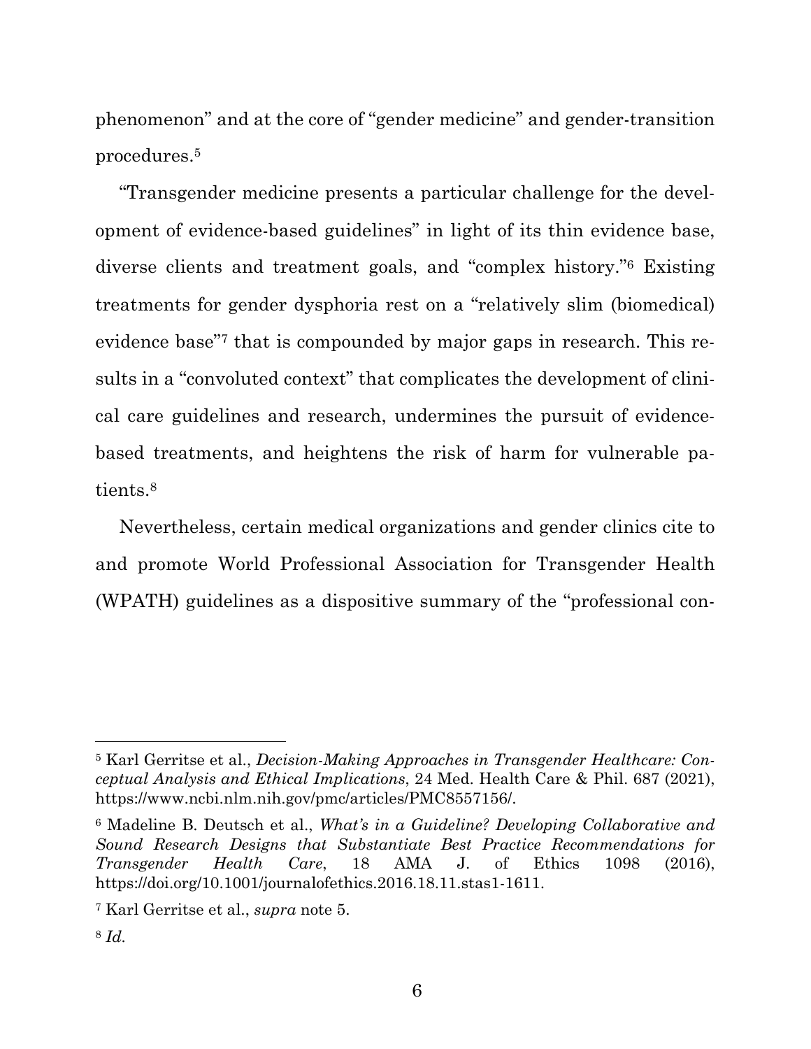phenomenon" and at the core of "gender medicine" and gender-transition procedures.[5]

"Transgender medicine presents a particular challenge for the development of evidence-based guidelines" in light of its thin evidence base, diverse clients and treatment goals, and "complex history."[6] Existing treatments for gender dysphoria rest on a "relatively slim (biomedical) evidence base"[7] that is compounded by major gaps in research. This results in a "convoluted context" that complicates the development of clinical care guidelines and research, undermines the pursuit of evidence-based treatments, and heightens the risk of harm for vulnerable patients.[8]

Nevertheless, certain medical organizations and gender clinics cite to and promote World Professional Association for Transgender Health (WPATH) guidelines as a dispositive summary of the "professional con-

---

[5] Karl Gerritse et al., *Decision-Making Approaches in Transgender Healthcare: Conceptual Analysis and Ethical Implications*, 24 Med. Health Care & Phil. 687 (2021), https://www.ncbi.nlm.nih.gov/pmc/articles/PMC8557156/.

[6] Madeline B. Deutsch et al., *What's in a Guideline? Developing Collaborative and Sound Research Designs that Substantiate Best Practice Recommendations for Transgender Health Care*, 18 AMA J. of Ethics 1098 (2016), https://doi.org/10.1001/journalofethics.2016.18.11.stas1-1611.

[7] Karl Gerritse et al., *supra* note 5.

[8] *Id.*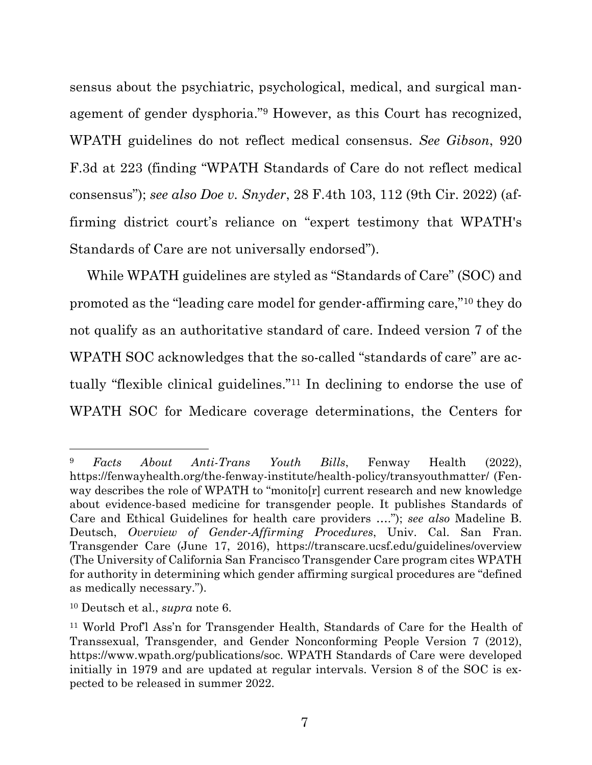sensus about the psychiatric, psychological, medical, and surgical management of gender dysphoria."[9] However, as this Court has recognized, WPATH guidelines do not reflect medical consensus. *See Gibson*, 920 F.3d at 223 (finding "WPATH Standards of Care do not reflect medical consensus"); *see also Doe v. Snyder*, 28 F.4th 103, 112 (9th Cir. 2022) (affirming district court's reliance on "expert testimony that WPATH's Standards of Care are not universally endorsed").

While WPATH guidelines are styled as "Standards of Care" (SOC) and promoted as the "leading care model for gender-affirming care,"[10] they do not qualify as an authoritative standard of care. Indeed version 7 of the WPATH SOC acknowledges that the so-called "standards of care" are actually "flexible clinical guidelines."[11] In declining to endorse the use of WPATH SOC for Medicare coverage determinations, the Centers for

---

[9] *Facts About Anti-Trans Youth Bills*, Fenway Health (2022), https://fenwayhealth.org/the-fenway-institute/health-policy/transyouthmatter/ (Fenway describes the role of WPATH to "monito[r] current research and new knowledge about evidence-based medicine for transgender people. It publishes Standards of Care and Ethical Guidelines for health care providers …."); *see also* Madeline B. Deutsch, *Overview of Gender-Affirming Procedures*, Univ. Cal. San Fran. Transgender Care (June 17, 2016), https://transcare.ucsf.edu/guidelines/overview (The University of California San Francisco Transgender Care program cites WPATH for authority in determining which gender affirming surgical procedures are "defined as medically necessary.").

[10] Deutsch et al., *supra* note 6.

[11] World Prof'l Ass'n for Transgender Health, Standards of Care for the Health of Transsexual, Transgender, and Gender Nonconforming People Version 7 (2012), https://www.wpath.org/publications/soc. WPATH Standards of Care were developed initially in 1979 and are updated at regular intervals. Version 8 of the SOC is expected to be released in summer 2022.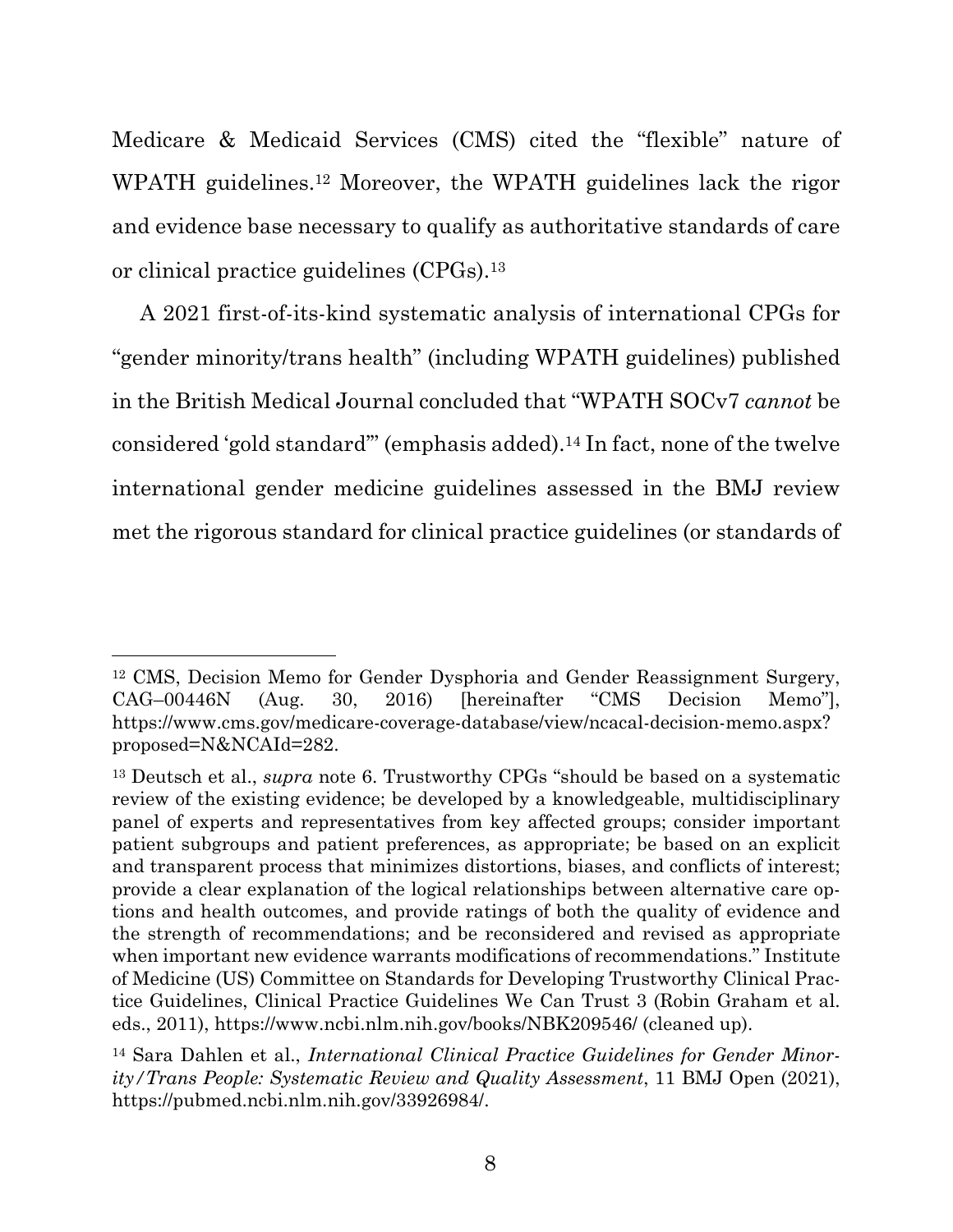Medicare & Medicaid Services (CMS) cited the "flexible" nature of WPATH guidelines.[12] Moreover, the WPATH guidelines lack the rigor and evidence base necessary to qualify as authoritative standards of care or clinical practice guidelines (CPGs).[13]

A 2021 first-of-its-kind systematic analysis of international CPGs for "gender minority/trans health" (including WPATH guidelines) published in the British Medical Journal concluded that "WPATH SOCv7 *cannot* be considered 'gold standard'" (emphasis added).[14] In fact, none of the twelve international gender medicine guidelines assessed in the BMJ review met the rigorous standard for clinical practice guidelines (or standards of

---

[12] CMS, Decision Memo for Gender Dysphoria and Gender Reassignment Surgery, CAG–00446N (Aug. 30, 2016) [hereinafter "CMS Decision Memo"], https://www.cms.gov/medicare-coverage-database/view/ncacal-decision-memo.aspx?proposed=N&NCAId=282.

[13] Deutsch et al., *supra* note 6. Trustworthy CPGs "should be based on a systematic review of the existing evidence; be developed by a knowledgeable, multidisciplinary panel of experts and representatives from key affected groups; consider important patient subgroups and patient preferences, as appropriate; be based on an explicit and transparent process that minimizes distortions, biases, and conflicts of interest; provide a clear explanation of the logical relationships between alternative care options and health outcomes, and provide ratings of both the quality of evidence and the strength of recommendations; and be reconsidered and revised as appropriate when important new evidence warrants modifications of recommendations." Institute of Medicine (US) Committee on Standards for Developing Trustworthy Clinical Practice Guidelines, Clinical Practice Guidelines We Can Trust 3 (Robin Graham et al. eds., 2011), https://www.ncbi.nlm.nih.gov/books/NBK209546/ (cleaned up).

[14] Sara Dahlen et al., *International Clinical Practice Guidelines for Gender Minority/Trans People: Systematic Review and Quality Assessment*, 11 BMJ Open (2021), https://pubmed.ncbi.nlm.nih.gov/33926984/.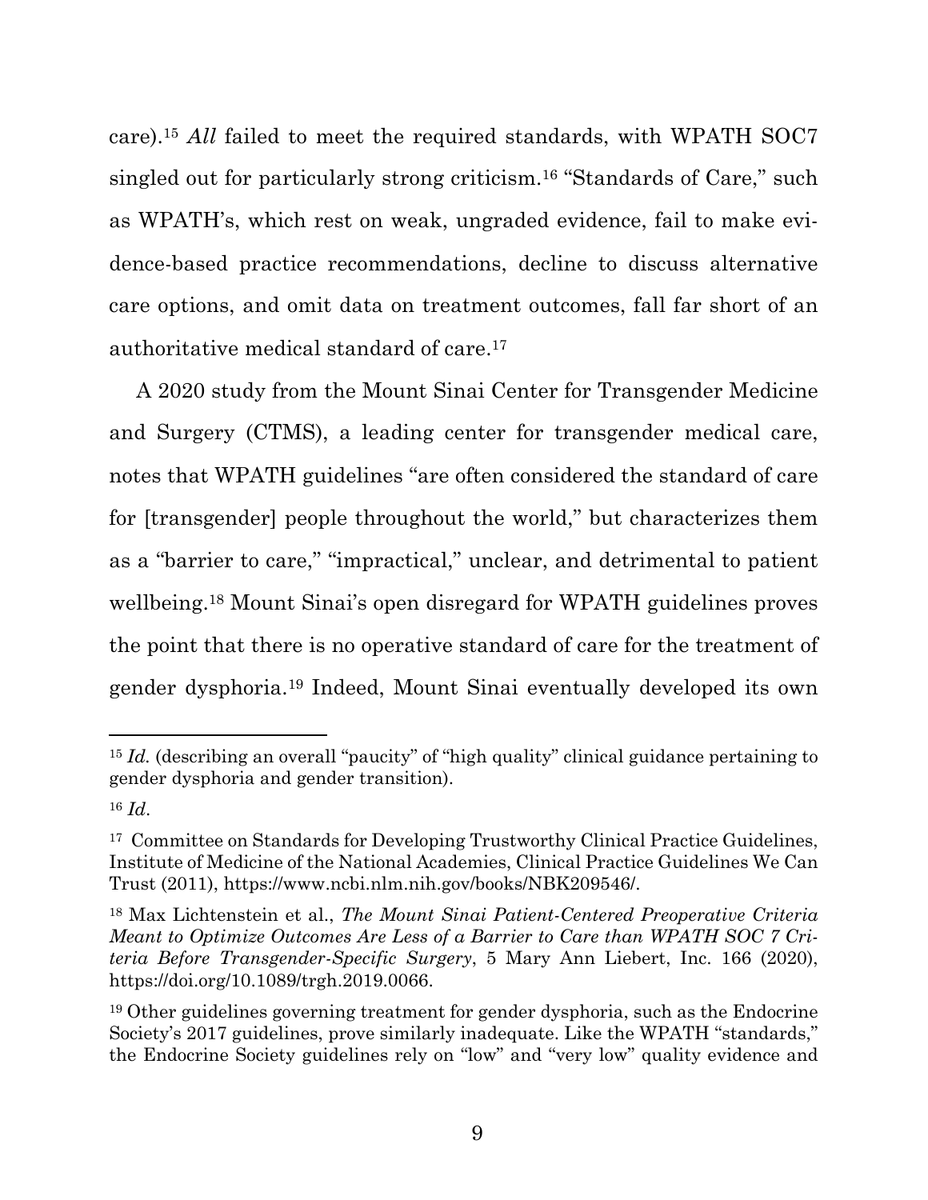care).[15] *All* failed to meet the required standards, with WPATH SOC7 singled out for particularly strong criticism.[16] "Standards of Care," such as WPATH's, which rest on weak, ungraded evidence, fail to make evidence-based practice recommendations, decline to discuss alternative care options, and omit data on treatment outcomes, fall far short of an authoritative medical standard of care.[17]

A 2020 study from the Mount Sinai Center for Transgender Medicine and Surgery (CTMS), a leading center for transgender medical care, notes that WPATH guidelines "are often considered the standard of care for [transgender] people throughout the world," but characterizes them as a "barrier to care," "impractical," unclear, and detrimental to patient wellbeing.[18] Mount Sinai's open disregard for WPATH guidelines proves the point that there is no operative standard of care for the treatment of gender dysphoria.[19] Indeed, Mount Sinai eventually developed its own

---

[15] *Id.* (describing an overall "paucity" of "high quality" clinical guidance pertaining to gender dysphoria and gender transition).

[16] *Id.*

[17] Committee on Standards for Developing Trustworthy Clinical Practice Guidelines, Institute of Medicine of the National Academies, Clinical Practice Guidelines We Can Trust (2011), https://www.ncbi.nlm.nih.gov/books/NBK209546/.

[18] Max Lichtenstein et al., *The Mount Sinai Patient-Centered Preoperative Criteria Meant to Optimize Outcomes Are Less of a Barrier to Care than WPATH SOC 7 Criteria Before Transgender-Specific Surgery*, 5 Mary Ann Liebert, Inc. 166 (2020), https://doi.org/10.1089/trgh.2019.0066.

[19] Other guidelines governing treatment for gender dysphoria, such as the Endocrine Society's 2017 guidelines, prove similarly inadequate. Like the WPATH "standards," the Endocrine Society guidelines rely on "low" and "very low" quality evidence and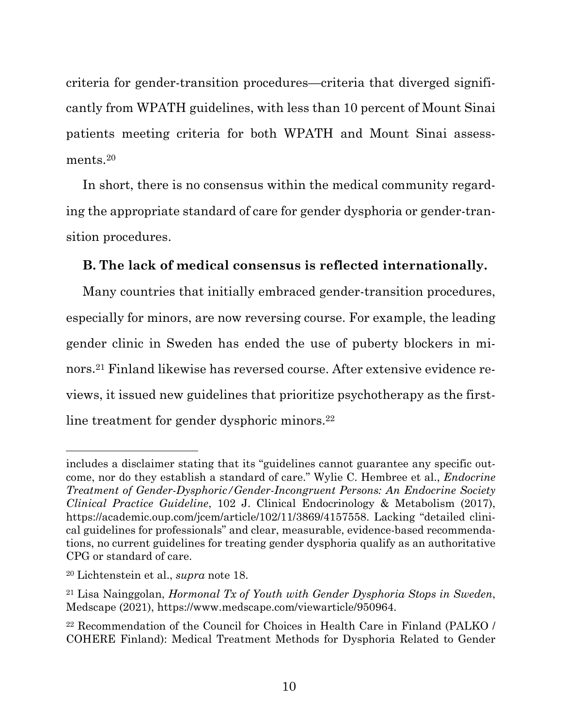criteria for gender-transition procedures—criteria that diverged significantly from WPATH guidelines, with less than 10 percent of Mount Sinai patients meeting criteria for both WPATH and Mount Sinai assessments.[20]

In short, there is no consensus within the medical community regarding the appropriate standard of care for gender dysphoria or gender-transition procedures.

### B. The lack of medical consensus is reflected internationally.

Many countries that initially embraced gender-transition procedures, especially for minors, are now reversing course. For example, the leading gender clinic in Sweden has ended the use of puberty blockers in minors.[21] Finland likewise has reversed course. After extensive evidence reviews, it issued new guidelines that prioritize psychotherapy as the first-line treatment for gender dysphoric minors.[22]

---

includes a disclaimer stating that its "guidelines cannot guarantee any specific outcome, nor do they establish a standard of care." Wylie C. Hembree et al., *Endocrine Treatment of Gender-Dysphoric/Gender-Incongruent Persons: An Endocrine Society Clinical Practice Guideline*, 102 J. Clinical Endocrinology & Metabolism (2017), https://academic.oup.com/jcem/article/102/11/3869/4157558. Lacking "detailed clinical guidelines for professionals" and clear, measurable, evidence-based recommendations, no current guidelines for treating gender dysphoria qualify as an authoritative CPG or standard of care.

[20] Lichtenstein et al., *supra* note 18.

[21] Lisa Nainggolan, *Hormonal Tx of Youth with Gender Dysphoria Stops in Sweden*, Medscape (2021), https://www.medscape.com/viewarticle/950964.

[22] Recommendation of the Council for Choices in Health Care in Finland (PALKO / COHERE Finland): Medical Treatment Methods for Dysphoria Related to Gender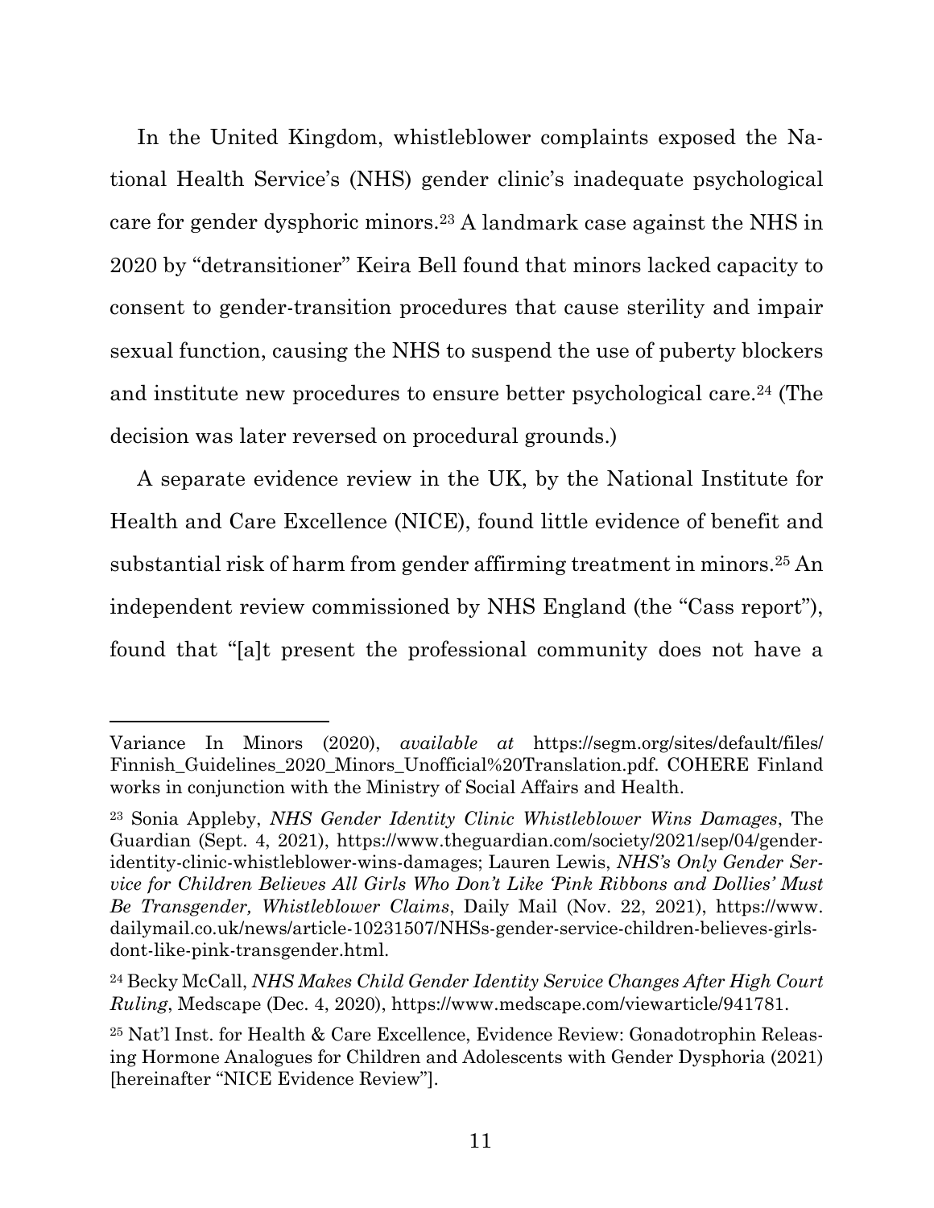In the United Kingdom, whistleblower complaints exposed the National Health Service's (NHS) gender clinic's inadequate psychological care for gender dysphoric minors.[23] A landmark case against the NHS in 2020 by "detransitioner" Keira Bell found that minors lacked capacity to consent to gender-transition procedures that cause sterility and impair sexual function, causing the NHS to suspend the use of puberty blockers and institute new procedures to ensure better psychological care.[24] (The decision was later reversed on procedural grounds.)

A separate evidence review in the UK, by the National Institute for Health and Care Excellence (NICE), found little evidence of benefit and substantial risk of harm from gender affirming treatment in minors.[25] An independent review commissioned by NHS England (the "Cass report"), found that "[a]t present the professional community does not have a

---

Variance In Minors (2020), *available at* https://segm.org/sites/default/files/Finnish_Guidelines_2020_Minors_Unofficial%20Translation.pdf. COHERE Finland works in conjunction with the Ministry of Social Affairs and Health.

[23] Sonia Appleby, *NHS Gender Identity Clinic Whistleblower Wins Damages*, The Guardian (Sept. 4, 2021), https://www.theguardian.com/society/2021/sep/04/gender-identity-clinic-whistleblower-wins-damages; Lauren Lewis, *NHS's Only Gender Service for Children Believes All Girls Who Don't Like 'Pink Ribbons and Dollies' Must Be Transgender, Whistleblower Claims*, Daily Mail (Nov. 22, 2021), https://www.dailymail.co.uk/news/article-10231507/NHSs-gender-service-children-believes-girls-dont-like-pink-transgender.html.

[24] Becky McCall, *NHS Makes Child Gender Identity Service Changes After High Court Ruling*, Medscape (Dec. 4, 2020), https://www.medscape.com/viewarticle/941781.

[25] Nat'l Inst. for Health & Care Excellence, Evidence Review: Gonadotrophin Releasing Hormone Analogues for Children and Adolescents with Gender Dysphoria (2021) [hereinafter "NICE Evidence Review"].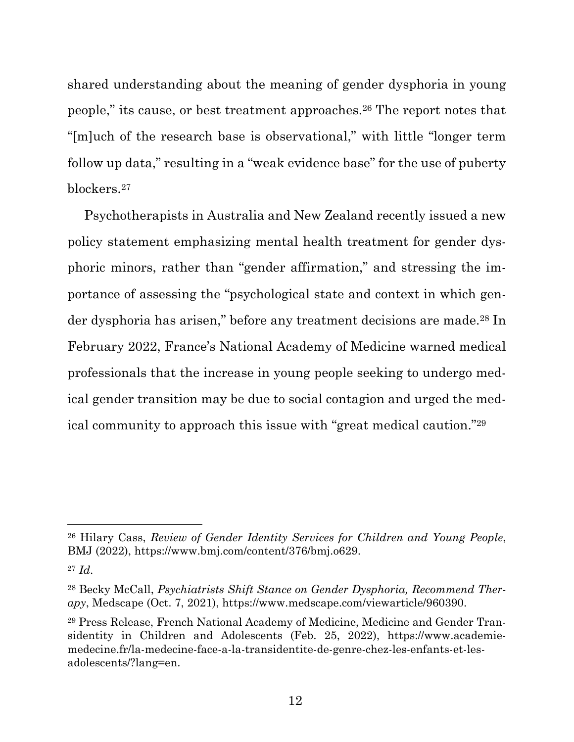shared understanding about the meaning of gender dysphoria in young people," its cause, or best treatment approaches.[26] The report notes that "[m]uch of the research base is observational," with little "longer term follow up data," resulting in a "weak evidence base" for the use of puberty blockers.[27]

Psychotherapists in Australia and New Zealand recently issued a new policy statement emphasizing mental health treatment for gender dysphoric minors, rather than "gender affirmation," and stressing the importance of assessing the "psychological state and context in which gender dysphoria has arisen," before any treatment decisions are made.[28] In February 2022, France's National Academy of Medicine warned medical professionals that the increase in young people seeking to undergo medical gender transition may be due to social contagion and urged the medical community to approach this issue with "great medical caution."[29]

---

[26] Hilary Cass, *Review of Gender Identity Services for Children and Young People*, BMJ (2022), https://www.bmj.com/content/376/bmj.o629.

[27] *Id*.

[28] Becky McCall, *Psychiatrists Shift Stance on Gender Dysphoria, Recommend Therapy*, Medscape (Oct. 7, 2021), https://www.medscape.com/viewarticle/960390.

[29] Press Release, French National Academy of Medicine, Medicine and Gender Transidentity in Children and Adolescents (Feb. 25, 2022), https://www.academie-medecine.fr/la-medecine-face-a-la-transidentite-de-genre-chez-les-enfants-et-les-adolescents/?lang=en.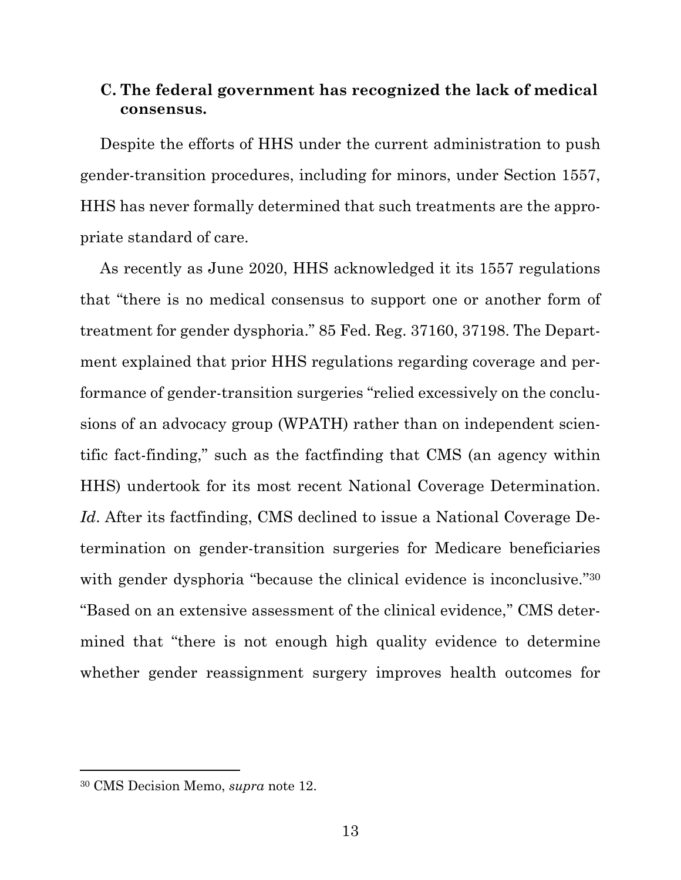### C. The federal government has recognized the lack of medical consensus.

Despite the efforts of HHS under the current administration to push gender-transition procedures, including for minors, under Section 1557, HHS has never formally determined that such treatments are the appropriate standard of care.

As recently as June 2020, HHS acknowledged it its 1557 regulations that "there is no medical consensus to support one or another form of treatment for gender dysphoria." 85 Fed. Reg. 37160, 37198. The Department explained that prior HHS regulations regarding coverage and performance of gender-transition surgeries "relied excessively on the conclusions of an advocacy group (WPATH) rather than on independent scientific fact-finding," such as the factfinding that CMS (an agency within HHS) undertook for its most recent National Coverage Determination. *Id*. After its factfinding, CMS declined to issue a National Coverage Determination on gender-transition surgeries for Medicare beneficiaries with gender dysphoria "because the clinical evidence is inconclusive."[30] "Based on an extensive assessment of the clinical evidence," CMS determined that "there is not enough high quality evidence to determine whether gender reassignment surgery improves health outcomes for

---

[30] CMS Decision Memo, *supra* note 12.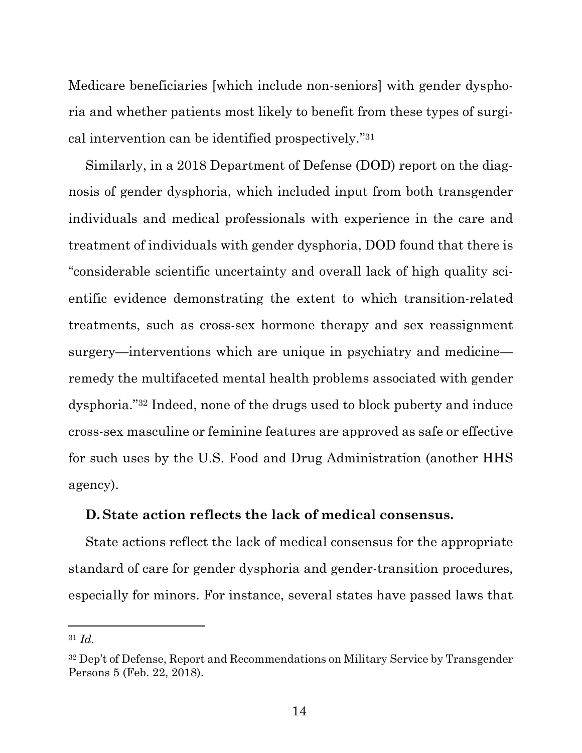Medicare beneficiaries [which include non-seniors] with gender dysphoria and whether patients most likely to benefit from these types of surgical intervention can be identified prospectively."[31]

Similarly, in a 2018 Department of Defense (DOD) report on the diagnosis of gender dysphoria, which included input from both transgender individuals and medical professionals with experience in the care and treatment of individuals with gender dysphoria, DOD found that there is "considerable scientific uncertainty and overall lack of high quality scientific evidence demonstrating the extent to which transition-related treatments, such as cross-sex hormone therapy and sex reassignment surgery—interventions which are unique in psychiatry and medicine—remedy the multifaceted mental health problems associated with gender dysphoria."[32] Indeed, none of the drugs used to block puberty and induce cross-sex masculine or feminine features are approved as safe or effective for such uses by the U.S. Food and Drug Administration (another HHS agency).

### D. State action reflects the lack of medical consensus.

State actions reflect the lack of medical consensus for the appropriate standard of care for gender dysphoria and gender-transition procedures, especially for minors. For instance, several states have passed laws that

---

[31] *Id.*

[32] Dep't of Defense, Report and Recommendations on Military Service by Transgender Persons 5 (Feb. 22, 2018).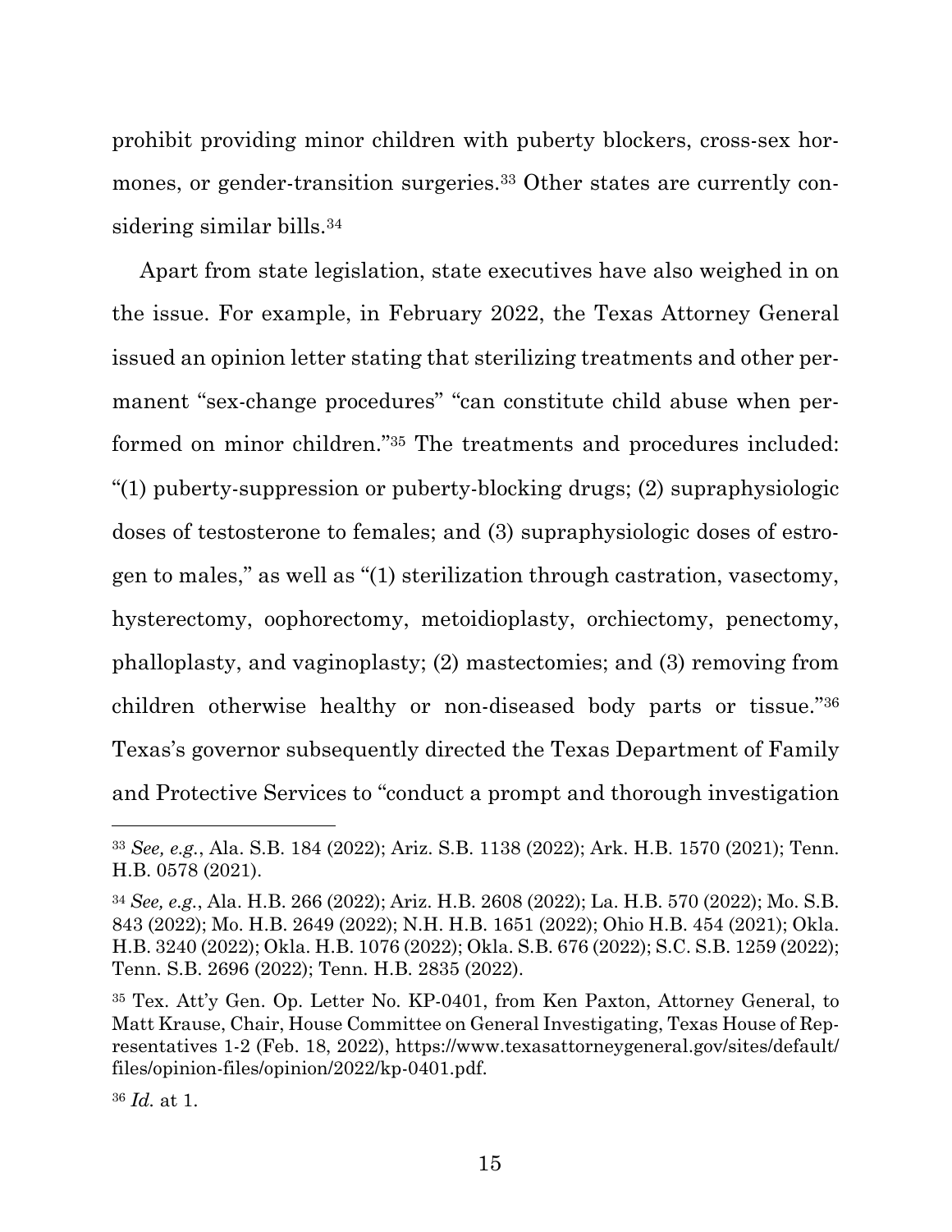prohibit providing minor children with puberty blockers, cross-sex hormones, or gender-transition surgeries.[33] Other states are currently considering similar bills.[34]

Apart from state legislation, state executives have also weighed in on the issue. For example, in February 2022, the Texas Attorney General issued an opinion letter stating that sterilizing treatments and other permanent "sex-change procedures" "can constitute child abuse when performed on minor children."[35] The treatments and procedures included: "(1) puberty-suppression or puberty-blocking drugs; (2) supraphysiologic doses of testosterone to females; and (3) supraphysiologic doses of estrogen to males," as well as "(1) sterilization through castration, vasectomy, hysterectomy, oophorectomy, metoidioplasty, orchiectomy, penectomy, phalloplasty, and vaginoplasty; (2) mastectomies; and (3) removing from children otherwise healthy or non-diseased body parts or tissue."[36] Texas's governor subsequently directed the Texas Department of Family and Protective Services to "conduct a prompt and thorough investigation

---

[33] *See, e.g.*, Ala. S.B. 184 (2022); Ariz. S.B. 1138 (2022); Ark. H.B. 1570 (2021); Tenn. H.B. 0578 (2021).

[34] *See, e.g.*, Ala. H.B. 266 (2022); Ariz. H.B. 2608 (2022); La. H.B. 570 (2022); Mo. S.B. 843 (2022); Mo. H.B. 2649 (2022); N.H. H.B. 1651 (2022); Ohio H.B. 454 (2021); Okla. H.B. 3240 (2022); Okla. H.B. 1076 (2022); Okla. S.B. 676 (2022); S.C. S.B. 1259 (2022); Tenn. S.B. 2696 (2022); Tenn. H.B. 2835 (2022).

[35] Tex. Att'y Gen. Op. Letter No. KP-0401, from Ken Paxton, Attorney General, to Matt Krause, Chair, House Committee on General Investigating, Texas House of Representatives 1-2 (Feb. 18, 2022), https://www.texasattorneygeneral.gov/sites/default/files/opinion-files/opinion/2022/kp-0401.pdf.

[36] *Id.* at 1.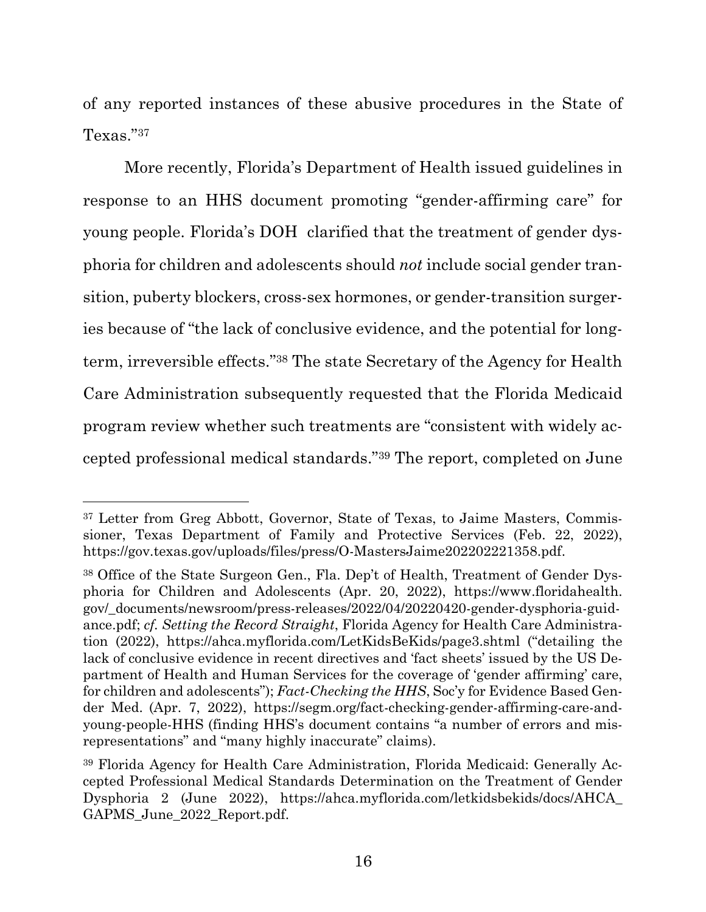of any reported instances of these abusive procedures in the State of Texas."[37]

More recently, Florida's Department of Health issued guidelines in response to an HHS document promoting "gender-affirming care" for young people. Florida's DOH clarified that the treatment of gender dysphoria for children and adolescents should *not* include social gender transition, puberty blockers, cross-sex hormones, or gender-transition surgeries because of "the lack of conclusive evidence, and the potential for long-term, irreversible effects."[38] The state Secretary of the Agency for Health Care Administration subsequently requested that the Florida Medicaid program review whether such treatments are "consistent with widely accepted professional medical standards."[39] The report, completed on June

---

[37] Letter from Greg Abbott, Governor, State of Texas, to Jaime Masters, Commissioner, Texas Department of Family and Protective Services (Feb. 22, 2022), https://gov.texas.gov/uploads/files/press/O-MastersJaime202202221358.pdf.

[38] Office of the State Surgeon Gen., Fla. Dep't of Health, Treatment of Gender Dysphoria for Children and Adolescents (Apr. 20, 2022), https://www.floridahealth.gov/_documents/newsroom/press-releases/2022/04/20220420-gender-dysphoria-guidance.pdf; *cf. Setting the Record Straight*, Florida Agency for Health Care Administration (2022), https://ahca.myflorida.com/LetKidsBeKids/page3.shtml ("detailing the lack of conclusive evidence in recent directives and 'fact sheets' issued by the US Department of Health and Human Services for the coverage of 'gender affirming' care, for children and adolescents"); *Fact-Checking the HHS*, Soc'y for Evidence Based Gender Med. (Apr. 7, 2022), https://segm.org/fact-checking-gender-affirming-care-and-young-people-HHS (finding HHS's document contains "a number of errors and misrepresentations" and "many highly inaccurate" claims).

[39] Florida Agency for Health Care Administration, Florida Medicaid: Generally Accepted Professional Medical Standards Determination on the Treatment of Gender Dysphoria 2 (June 2022), https://ahca.myflorida.com/letkidsbekids/docs/AHCA_GAPMS_June_2022_Report.pdf.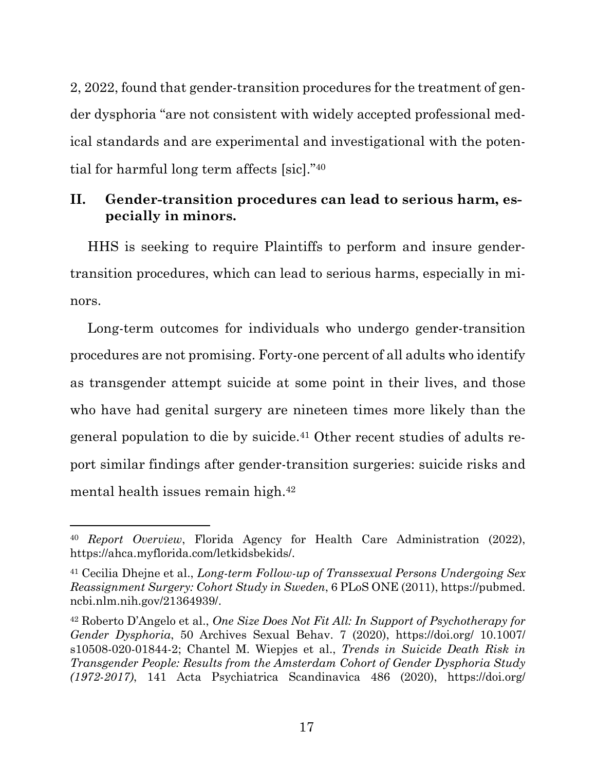2, 2022, found that gender-transition procedures for the treatment of gender dysphoria "are not consistent with widely accepted professional medical standards and are experimental and investigational with the potential for harmful long term affects [sic]."[40]

## II. Gender-transition procedures can lead to serious harm, especially in minors.

HHS is seeking to require Plaintiffs to perform and insure gender-transition procedures, which can lead to serious harms, especially in minors.

Long-term outcomes for individuals who undergo gender-transition procedures are not promising. Forty-one percent of all adults who identify as transgender attempt suicide at some point in their lives, and those who have had genital surgery are nineteen times more likely than the general population to die by suicide.[41] Other recent studies of adults report similar findings after gender-transition surgeries: suicide risks and mental health issues remain high.[42]

---

[40] *Report Overview*, Florida Agency for Health Care Administration (2022), https://ahca.myflorida.com/letkidsbekids/.

[41] Cecilia Dhejne et al., *Long-term Follow-up of Transsexual Persons Undergoing Sex Reassignment Surgery: Cohort Study in Sweden*, 6 PLoS ONE (2011), https://pubmed.ncbi.nlm.nih.gov/21364939/.

[42] Roberto D'Angelo et al., *One Size Does Not Fit All: In Support of Psychotherapy for Gender Dysphoria*, 50 Archives Sexual Behav. 7 (2020), https://doi.org/ 10.1007/s10508-020-01844-2; Chantel M. Wiepjes et al., *Trends in Suicide Death Risk in Transgender People: Results from the Amsterdam Cohort of Gender Dysphoria Study (1972-2017)*, 141 Acta Psychiatrica Scandinavica 486 (2020), https://doi.org/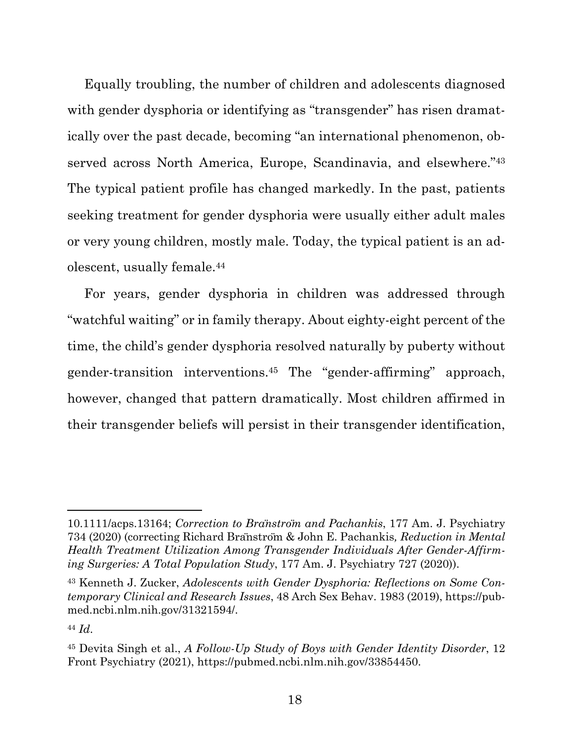Equally troubling, the number of children and adolescents diagnosed with gender dysphoria or identifying as "transgender" has risen dramatically over the past decade, becoming "an international phenomenon, observed across North America, Europe, Scandinavia, and elsewhere."[43] The typical patient profile has changed markedly. In the past, patients seeking treatment for gender dysphoria were usually either adult males or very young children, mostly male. Today, the typical patient is an adolescent, usually female.[44]

For years, gender dysphoria in children was addressed through "watchful waiting" or in family therapy. About eighty-eight percent of the time, the child's gender dysphoria resolved naturally by puberty without gender-transition interventions.[45] The "gender-affirming" approach, however, changed that pattern dramatically. Most children affirmed in their transgender beliefs will persist in their transgender identification,

---

10.1111/acps.13164; *Correction to Bränström and Pachankis*, 177 Am. J. Psychiatry 734 (2020) (correcting Richard Bränström & John E. Pachankis, *Reduction in Mental Health Treatment Utilization Among Transgender Individuals After Gender-Affirming Surgeries: A Total Population Study*, 177 Am. J. Psychiatry 727 (2020)).

[43] Kenneth J. Zucker, *Adolescents with Gender Dysphoria: Reflections on Some Contemporary Clinical and Research Issues*, 48 Arch Sex Behav. 1983 (2019), https://pubmed.ncbi.nlm.nih.gov/31321594/.

[44] *Id*.

[45] Devita Singh et al., *A Follow-Up Study of Boys with Gender Identity Disorder*, 12 Front Psychiatry (2021), https://pubmed.ncbi.nlm.nih.gov/33854450.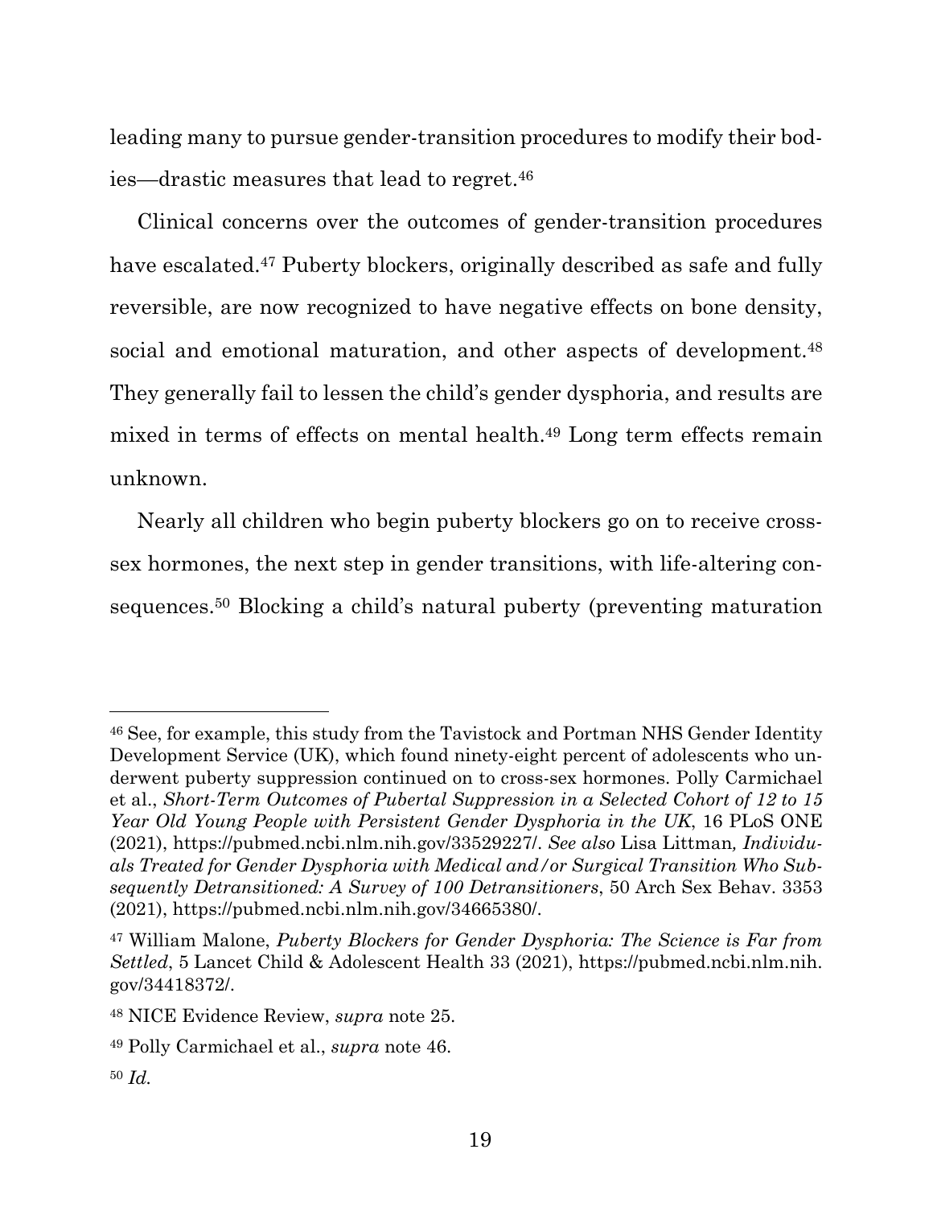leading many to pursue gender-transition procedures to modify their bodies—drastic measures that lead to regret.[46]

Clinical concerns over the outcomes of gender-transition procedures have escalated.[47] Puberty blockers, originally described as safe and fully reversible, are now recognized to have negative effects on bone density, social and emotional maturation, and other aspects of development.[48] They generally fail to lessen the child's gender dysphoria, and results are mixed in terms of effects on mental health.[49] Long term effects remain unknown.

Nearly all children who begin puberty blockers go on to receive cross-sex hormones, the next step in gender transitions, with life-altering consequences.[50] Blocking a child's natural puberty (preventing maturation

---

[46] See, for example, this study from the Tavistock and Portman NHS Gender Identity Development Service (UK), which found ninety-eight percent of adolescents who underwent puberty suppression continued on to cross-sex hormones. Polly Carmichael et al., *Short-Term Outcomes of Pubertal Suppression in a Selected Cohort of 12 to 15 Year Old Young People with Persistent Gender Dysphoria in the UK*, 16 PLoS ONE (2021), https://pubmed.ncbi.nlm.nih.gov/33529227/. *See also* Lisa Littman*, Individuals Treated for Gender Dysphoria with Medical and/or Surgical Transition Who Subsequently Detransitioned: A Survey of 100 Detransitioners*, 50 Arch Sex Behav. 3353 (2021), https://pubmed.ncbi.nlm.nih.gov/34665380/.

[47] William Malone, *Puberty Blockers for Gender Dysphoria: The Science is Far from Settled*, 5 Lancet Child & Adolescent Health 33 (2021), https://pubmed.ncbi.nlm.nih.gov/34418372/.

[48] NICE Evidence Review, *supra* note 25.

[49] Polly Carmichael et al., *supra* note 46.

[50] *Id.*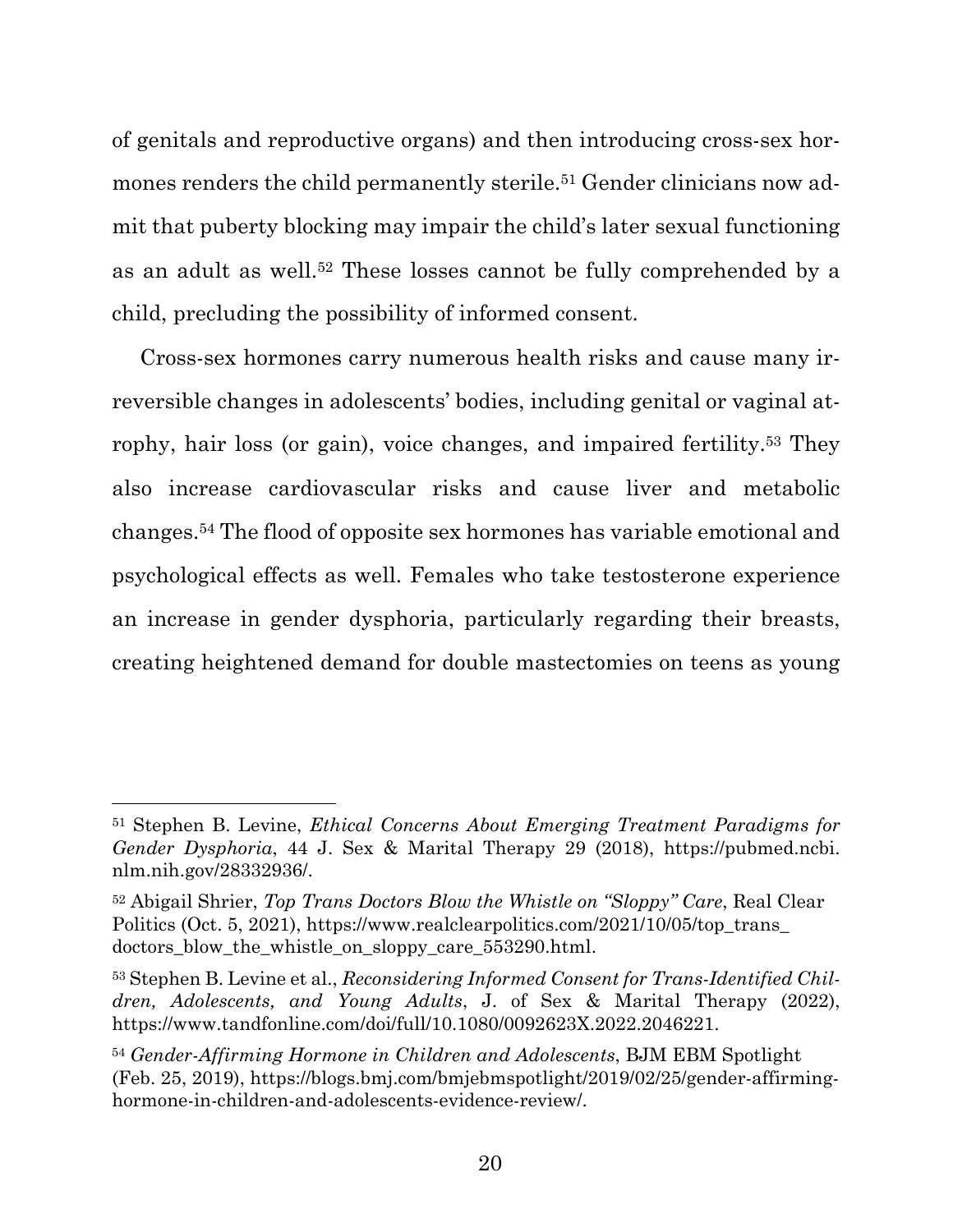of genitals and reproductive organs) and then introducing cross-sex hormones renders the child permanently sterile.[51] Gender clinicians now admit that puberty blocking may impair the child's later sexual functioning as an adult as well.[52] These losses cannot be fully comprehended by a child, precluding the possibility of informed consent.

Cross-sex hormones carry numerous health risks and cause many irreversible changes in adolescents' bodies, including genital or vaginal atrophy, hair loss (or gain), voice changes, and impaired fertility.[53] They also increase cardiovascular risks and cause liver and metabolic changes.[54] The flood of opposite sex hormones has variable emotional and psychological effects as well. Females who take testosterone experience an increase in gender dysphoria, particularly regarding their breasts, creating heightened demand for double mastectomies on teens as young

---

[51] Stephen B. Levine, *Ethical Concerns About Emerging Treatment Paradigms for Gender Dysphoria*, 44 J. Sex & Marital Therapy 29 (2018), https://pubmed.ncbi.nlm.nih.gov/28332936/.

[52] Abigail Shrier, *Top Trans Doctors Blow the Whistle on "Sloppy" Care*, Real Clear Politics (Oct. 5, 2021), https://www.realclearpolitics.com/2021/10/05/top_trans_doctors_blow_the_whistle_on_sloppy_care_553290.html.

[53] Stephen B. Levine et al., *Reconsidering Informed Consent for Trans-Identified Children, Adolescents, and Young Adults*, J. of Sex & Marital Therapy (2022), https://www.tandfonline.com/doi/full/10.1080/0092623X.2022.2046221.

[54] *Gender-Affirming Hormone in Children and Adolescents*, BJM EBM Spotlight (Feb. 25, 2019), https://blogs.bmj.com/bmjebmspotlight/2019/02/25/gender-affirming-hormone-in-children-and-adolescents-evidence-review/.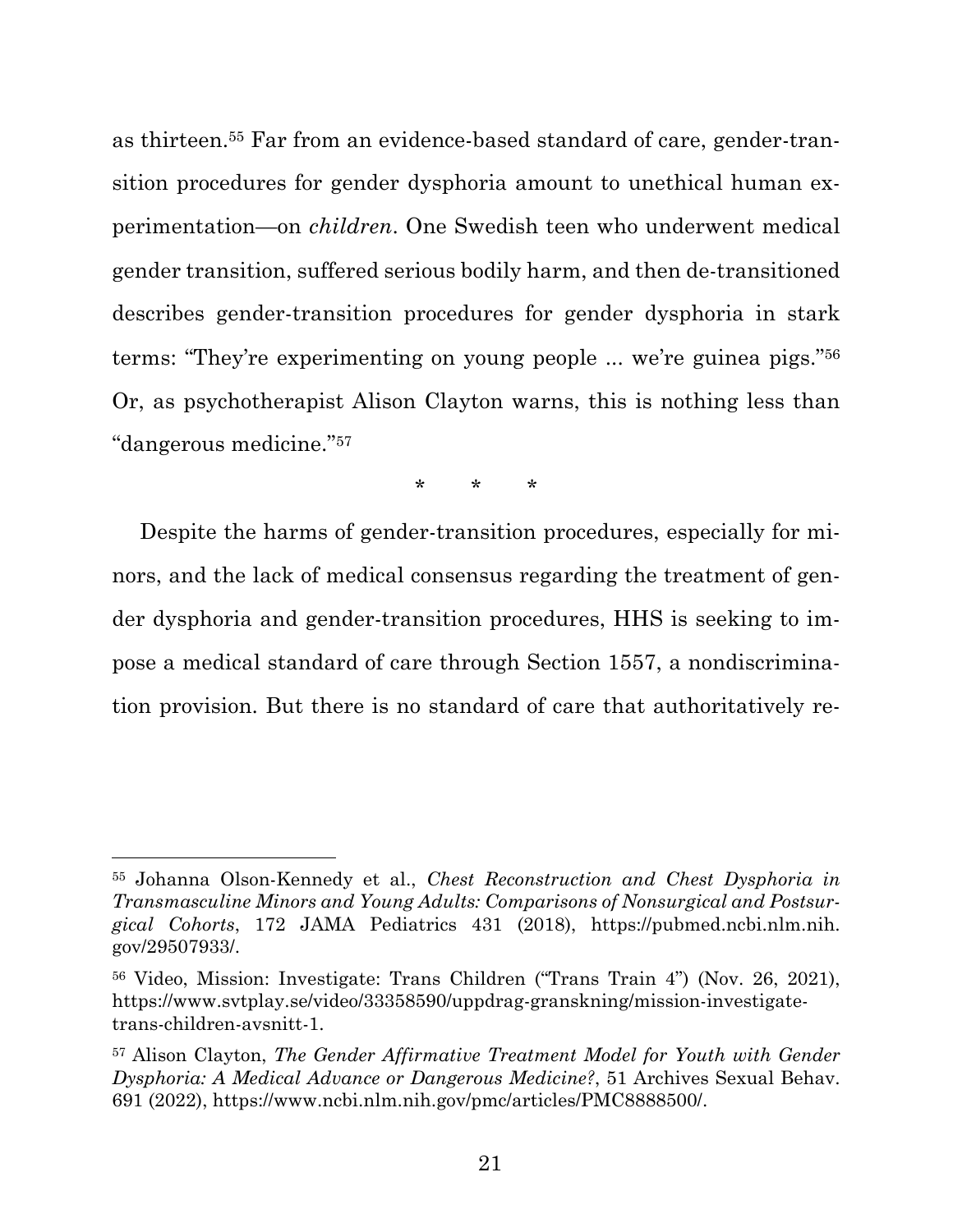as thirteen.[55] Far from an evidence-based standard of care, gender-transition procedures for gender dysphoria amount to unethical human experimentation—on *children*. One Swedish teen who underwent medical gender transition, suffered serious bodily harm, and then de-transitioned describes gender-transition procedures for gender dysphoria in stark terms: "They're experimenting on young people ... we're guinea pigs."[56] Or, as psychotherapist Alison Clayton warns, this is nothing less than "dangerous medicine."[57]

\*        \*        \*

Despite the harms of gender-transition procedures, especially for minors, and the lack of medical consensus regarding the treatment of gender dysphoria and gender-transition procedures, HHS is seeking to impose a medical standard of care through Section 1557, a nondiscrimination provision. But there is no standard of care that authoritatively re-

---

[55] Johanna Olson-Kennedy et al., *Chest Reconstruction and Chest Dysphoria in Transmasculine Minors and Young Adults: Comparisons of Nonsurgical and Postsurgical Cohorts*, 172 JAMA Pediatrics 431 (2018), https://pubmed.ncbi.nlm.nih.gov/29507933/.

[56] Video, Mission: Investigate: Trans Children ("Trans Train 4") (Nov. 26, 2021), https://www.svtplay.se/video/33358590/uppdrag-granskning/mission-investigate-trans-children-avsnitt-1.

[57] Alison Clayton, *The Gender Affirmative Treatment Model for Youth with Gender Dysphoria: A Medical Advance or Dangerous Medicine?*, 51 Archives Sexual Behav. 691 (2022), https://www.ncbi.nlm.nih.gov/pmc/articles/PMC8888500/.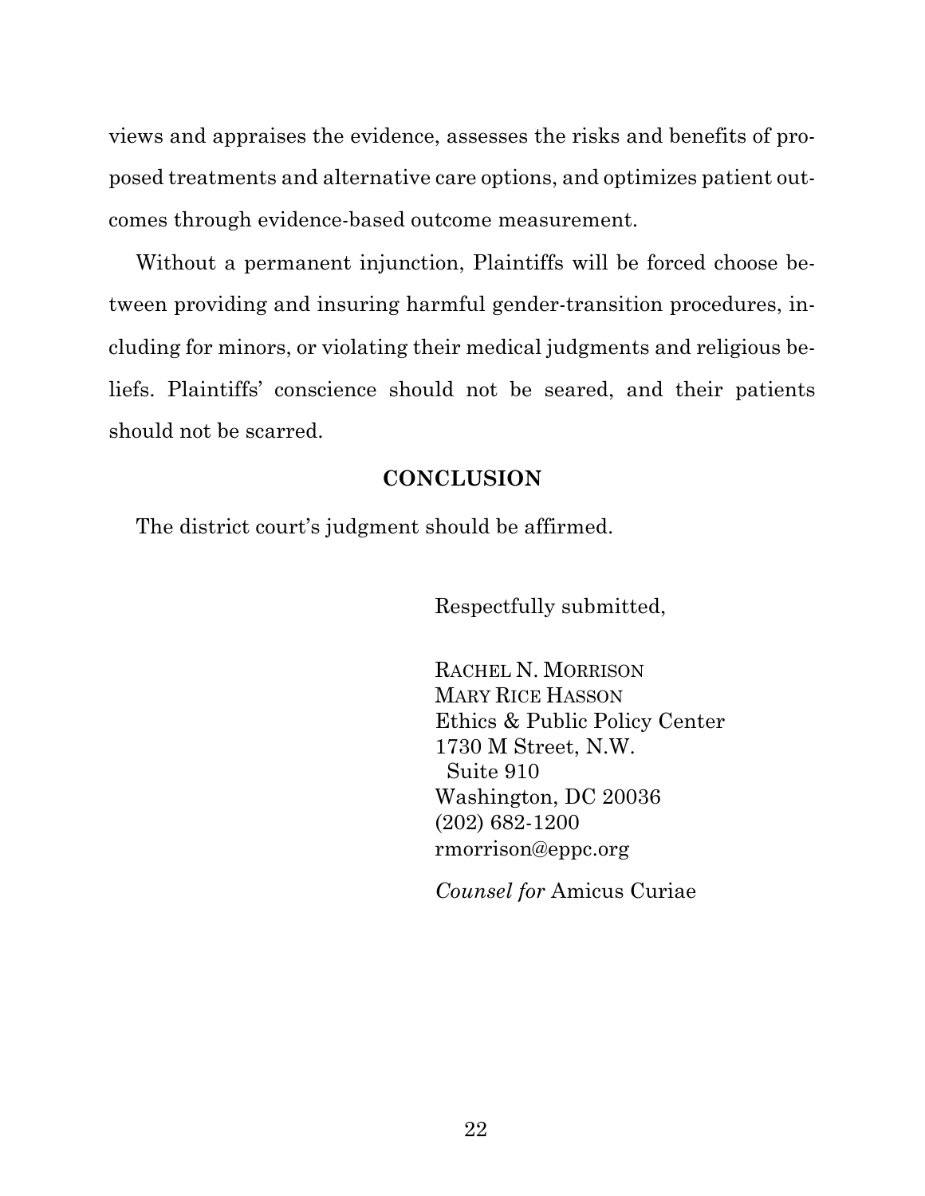views and appraises the evidence, assesses the risks and benefits of proposed treatments and alternative care options, and optimizes patient outcomes through evidence-based outcome measurement.

Without a permanent injunction, Plaintiffs will be forced choose between providing and insuring harmful gender-transition procedures, including for minors, or violating their medical judgments and religious beliefs. Plaintiffs' conscience should not be seared, and their patients should not be scarred.

## CONCLUSION

The district court's judgment should be affirmed.

Respectfully submitted,

RACHEL N. MORRISON
MARY RICE HASSON
Ethics & Public Policy Center
1730 M Street, N.W.
Suite 910
Washington, DC 20036
(202) 682-1200
rmorrison@eppc.org

*Counsel for* Amicus Curiae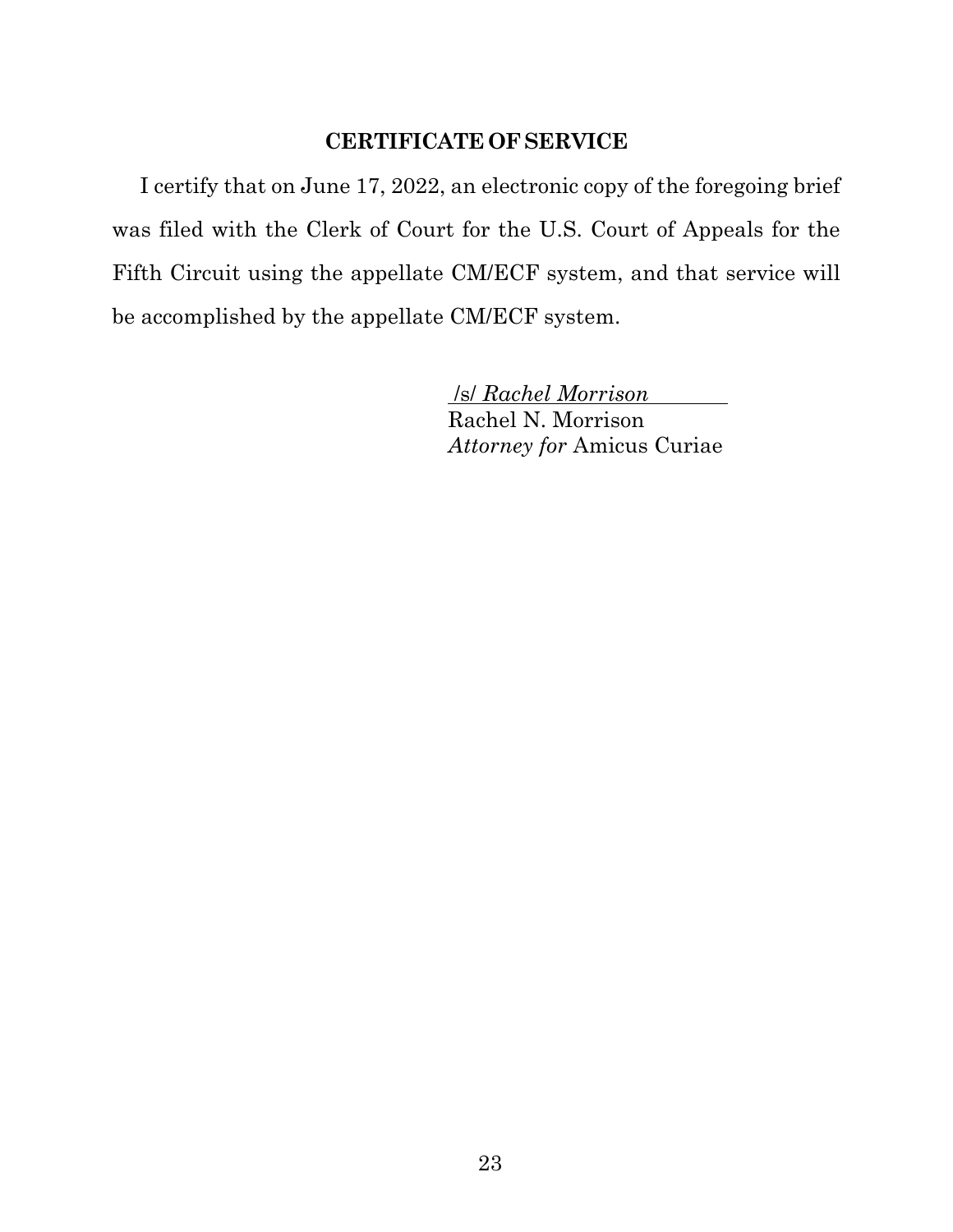## CERTIFICATE OF SERVICE

I certify that on June 17, 2022, an electronic copy of the foregoing brief was filed with the Clerk of Court for the U.S. Court of Appeals for the Fifth Circuit using the appellate CM/ECF system, and that service will be accomplished by the appellate CM/ECF system.

/s/ *Rachel Morrison*
Rachel N. Morrison
*Attorney for* Amicus Curiae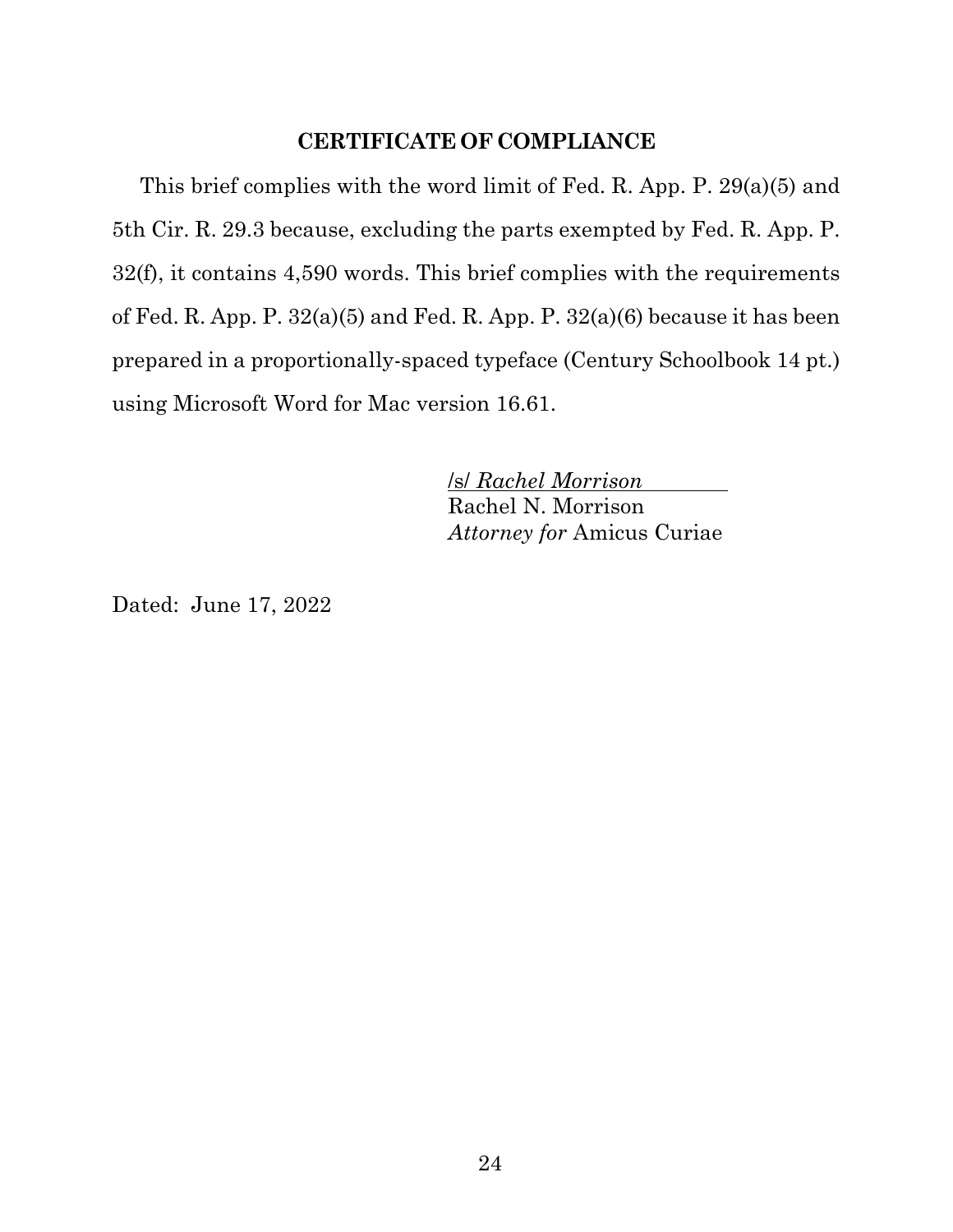## CERTIFICATE OF COMPLIANCE

This brief complies with the word limit of Fed. R. App. P. 29(a)(5) and 5th Cir. R. 29.3 because, excluding the parts exempted by Fed. R. App. P. 32(f), it contains 4,590 words. This brief complies with the requirements of Fed. R. App. P. 32(a)(5) and Fed. R. App. P. 32(a)(6) because it has been prepared in a proportionally-spaced typeface (Century Schoolbook 14 pt.) using Microsoft Word for Mac version 16.61.

/s/ *Rachel Morrison*
Rachel N. Morrison
*Attorney for* Amicus Curiae

Dated: June 17, 2022